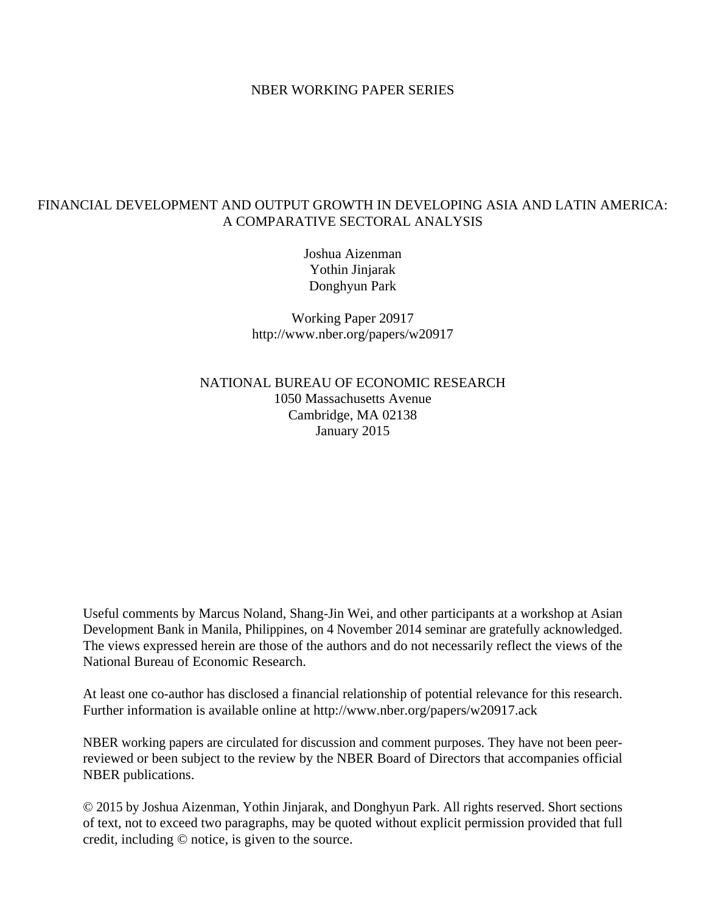NBER WORKING PAPER SERIES

# FINANCIAL DEVELOPMENT AND OUTPUT GROWTH IN DEVELOPING ASIA AND LATIN AMERICA: A COMPARATIVE SECTORAL ANALYSIS

Joshua Aizenman
Yothin Jinjarak
Donghyun Park

Working Paper 20917
http://www.nber.org/papers/w20917

NATIONAL BUREAU OF ECONOMIC RESEARCH
1050 Massachusetts Avenue
Cambridge, MA 02138
January 2015

Useful comments by Marcus Noland, Shang-Jin Wei, and other participants at a workshop at Asian Development Bank in Manila, Philippines, on 4 November 2014 seminar are gratefully acknowledged. The views expressed herein are those of the authors and do not necessarily reflect the views of the National Bureau of Economic Research.

At least one co-author has disclosed a financial relationship of potential relevance for this research. Further information is available online at http://www.nber.org/papers/w20917.ack

NBER working papers are circulated for discussion and comment purposes. They have not been peer-reviewed or been subject to the review by the NBER Board of Directors that accompanies official NBER publications.

© 2015 by Joshua Aizenman, Yothin Jinjarak, and Donghyun Park. All rights reserved. Short sections of text, not to exceed two paragraphs, may be quoted without explicit permission provided that full credit, including © notice, is given to the source.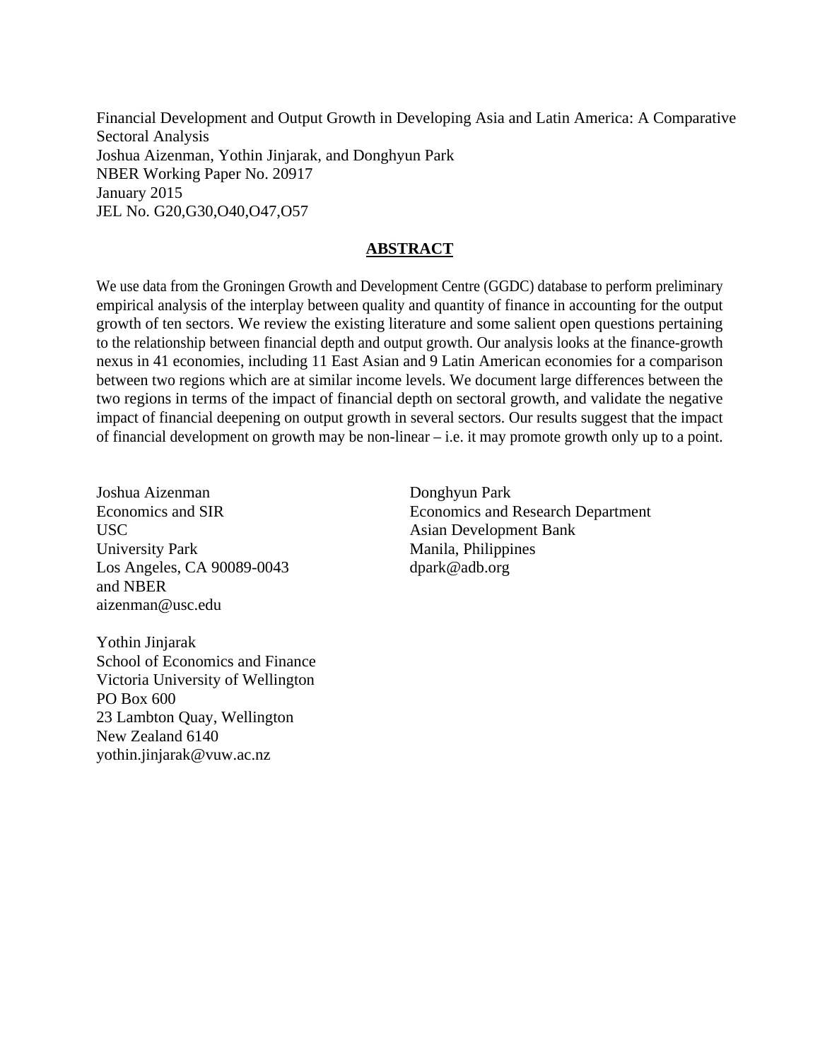Financial Development and Output Growth in Developing Asia and Latin America: A Comparative Sectoral Analysis
Joshua Aizenman, Yothin Jinjarak, and Donghyun Park
NBER Working Paper No. 20917
January 2015
JEL No. G20,G30,O40,O47,O57

## ABSTRACT

We use data from the Groningen Growth and Development Centre (GGDC) database to perform preliminary empirical analysis of the interplay between quality and quantity of finance in accounting for the output growth of ten sectors. We review the existing literature and some salient open questions pertaining to the relationship between financial depth and output growth. Our analysis looks at the finance-growth nexus in 41 economies, including 11 East Asian and 9 Latin American economies for a comparison between two regions which are at similar income levels. We document large differences between the two regions in terms of the impact of financial depth on sectoral growth, and validate the negative impact of financial deepening on output growth in several sectors. Our results suggest that the impact of financial development on growth may be non-linear – i.e. it may promote growth only up to a point.

Joshua Aizenman
Economics and SIR
USC
University Park
Los Angeles, CA 90089-0043
and NBER
aizenman@usc.edu

Yothin Jinjarak
School of Economics and Finance
Victoria University of Wellington
PO Box 600
23 Lambton Quay, Wellington
New Zealand 6140
yothin.jinjarak@vuw.ac.nz

Donghyun Park
Economics and Research Department
Asian Development Bank
Manila, Philippines
dpark@adb.org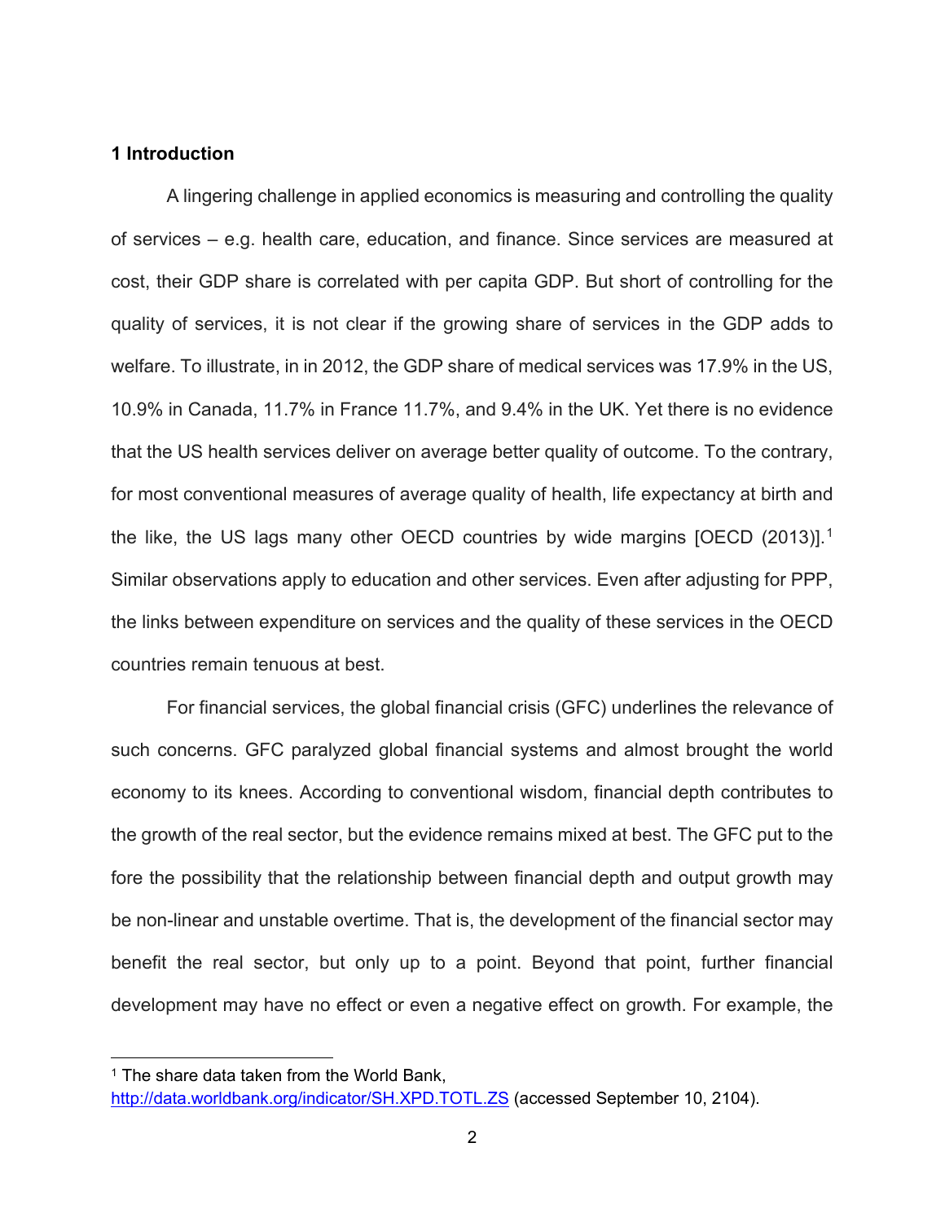## 1 Introduction

A lingering challenge in applied economics is measuring and controlling the quality of services – e.g. health care, education, and finance. Since services are measured at cost, their GDP share is correlated with per capita GDP. But short of controlling for the quality of services, it is not clear if the growing share of services in the GDP adds to welfare. To illustrate, in in 2012, the GDP share of medical services was 17.9% in the US, 10.9% in Canada, 11.7% in France 11.7%, and 9.4% in the UK. Yet there is no evidence that the US health services deliver on average better quality of outcome. To the contrary, for most conventional measures of average quality of health, life expectancy at birth and the like, the US lags many other OECD countries by wide margins [OECD (2013)].[1] Similar observations apply to education and other services. Even after adjusting for PPP, the links between expenditure on services and the quality of these services in the OECD countries remain tenuous at best.

For financial services, the global financial crisis (GFC) underlines the relevance of such concerns. GFC paralyzed global financial systems and almost brought the world economy to its knees. According to conventional wisdom, financial depth contributes to the growth of the real sector, but the evidence remains mixed at best. The GFC put to the fore the possibility that the relationship between financial depth and output growth may be non-linear and unstable overtime. That is, the development of the financial sector may benefit the real sector, but only up to a point. Beyond that point, further financial development may have no effect or even a negative effect on growth. For example, the

[1] The share data taken from the World Bank, http://data.worldbank.org/indicator/SH.XPD.TOTL.ZS (accessed September 10, 2104).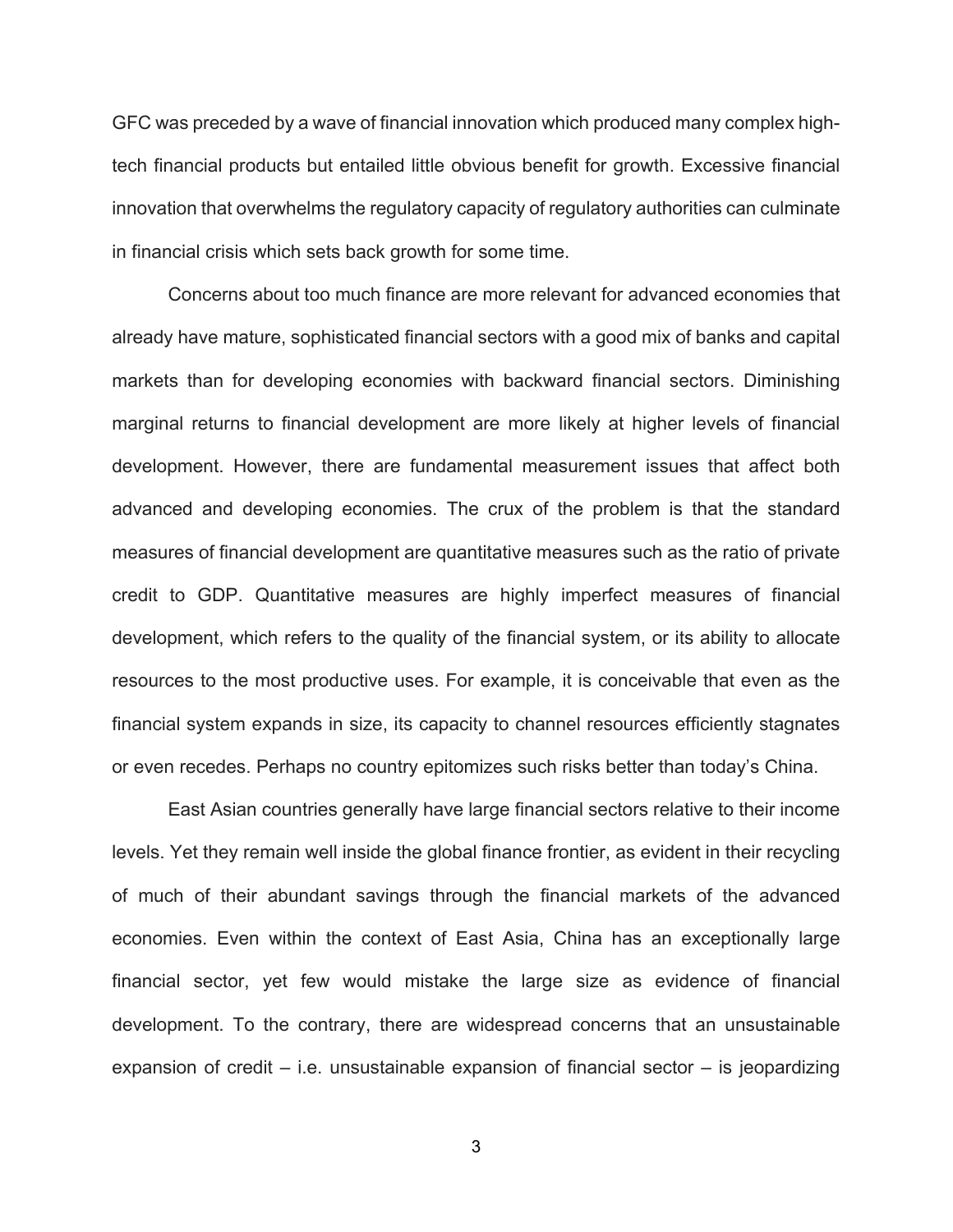GFC was preceded by a wave of financial innovation which produced many complex high-tech financial products but entailed little obvious benefit for growth. Excessive financial innovation that overwhelms the regulatory capacity of regulatory authorities can culminate in financial crisis which sets back growth for some time.

Concerns about too much finance are more relevant for advanced economies that already have mature, sophisticated financial sectors with a good mix of banks and capital markets than for developing economies with backward financial sectors. Diminishing marginal returns to financial development are more likely at higher levels of financial development. However, there are fundamental measurement issues that affect both advanced and developing economies. The crux of the problem is that the standard measures of financial development are quantitative measures such as the ratio of private credit to GDP. Quantitative measures are highly imperfect measures of financial development, which refers to the quality of the financial system, or its ability to allocate resources to the most productive uses. For example, it is conceivable that even as the financial system expands in size, its capacity to channel resources efficiently stagnates or even recedes. Perhaps no country epitomizes such risks better than today's China.

East Asian countries generally have large financial sectors relative to their income levels. Yet they remain well inside the global finance frontier, as evident in their recycling of much of their abundant savings through the financial markets of the advanced economies. Even within the context of East Asia, China has an exceptionally large financial sector, yet few would mistake the large size as evidence of financial development. To the contrary, there are widespread concerns that an unsustainable expansion of credit – i.e. unsustainable expansion of financial sector – is jeopardizing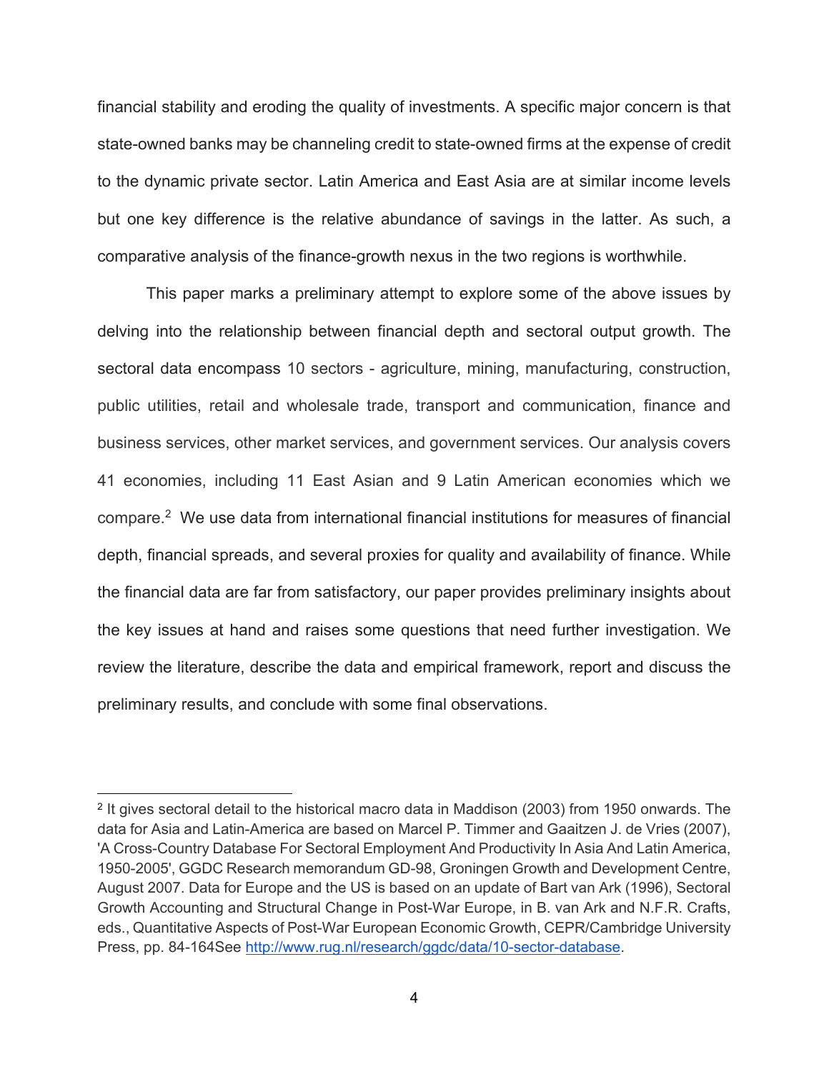financial stability and eroding the quality of investments. A specific major concern is that state-owned banks may be channeling credit to state-owned firms at the expense of credit to the dynamic private sector. Latin America and East Asia are at similar income levels but one key difference is the relative abundance of savings in the latter. As such, a comparative analysis of the finance-growth nexus in the two regions is worthwhile.

This paper marks a preliminary attempt to explore some of the above issues by delving into the relationship between financial depth and sectoral output growth. The sectoral data encompass 10 sectors - agriculture, mining, manufacturing, construction, public utilities, retail and wholesale trade, transport and communication, finance and business services, other market services, and government services. Our analysis covers 41 economies, including 11 East Asian and 9 Latin American economies which we compare.[2] We use data from international financial institutions for measures of financial depth, financial spreads, and several proxies for quality and availability of finance. While the financial data are far from satisfactory, our paper provides preliminary insights about the key issues at hand and raises some questions that need further investigation. We review the literature, describe the data and empirical framework, report and discuss the preliminary results, and conclude with some final observations.

---

[2] It gives sectoral detail to the historical macro data in Maddison (2003) from 1950 onwards. The data for Asia and Latin-America are based on Marcel P. Timmer and Gaaitzen J. de Vries (2007), 'A Cross-Country Database For Sectoral Employment And Productivity In Asia And Latin America, 1950-2005', GGDC Research memorandum GD-98, Groningen Growth and Development Centre, August 2007. Data for Europe and the US is based on an update of Bart van Ark (1996), Sectoral Growth Accounting and Structural Change in Post-War Europe, in B. van Ark and N.F.R. Crafts, eds., Quantitative Aspects of Post-War European Economic Growth, CEPR/Cambridge University Press, pp. 84-164See http://www.rug.nl/research/ggdc/data/10-sector-database.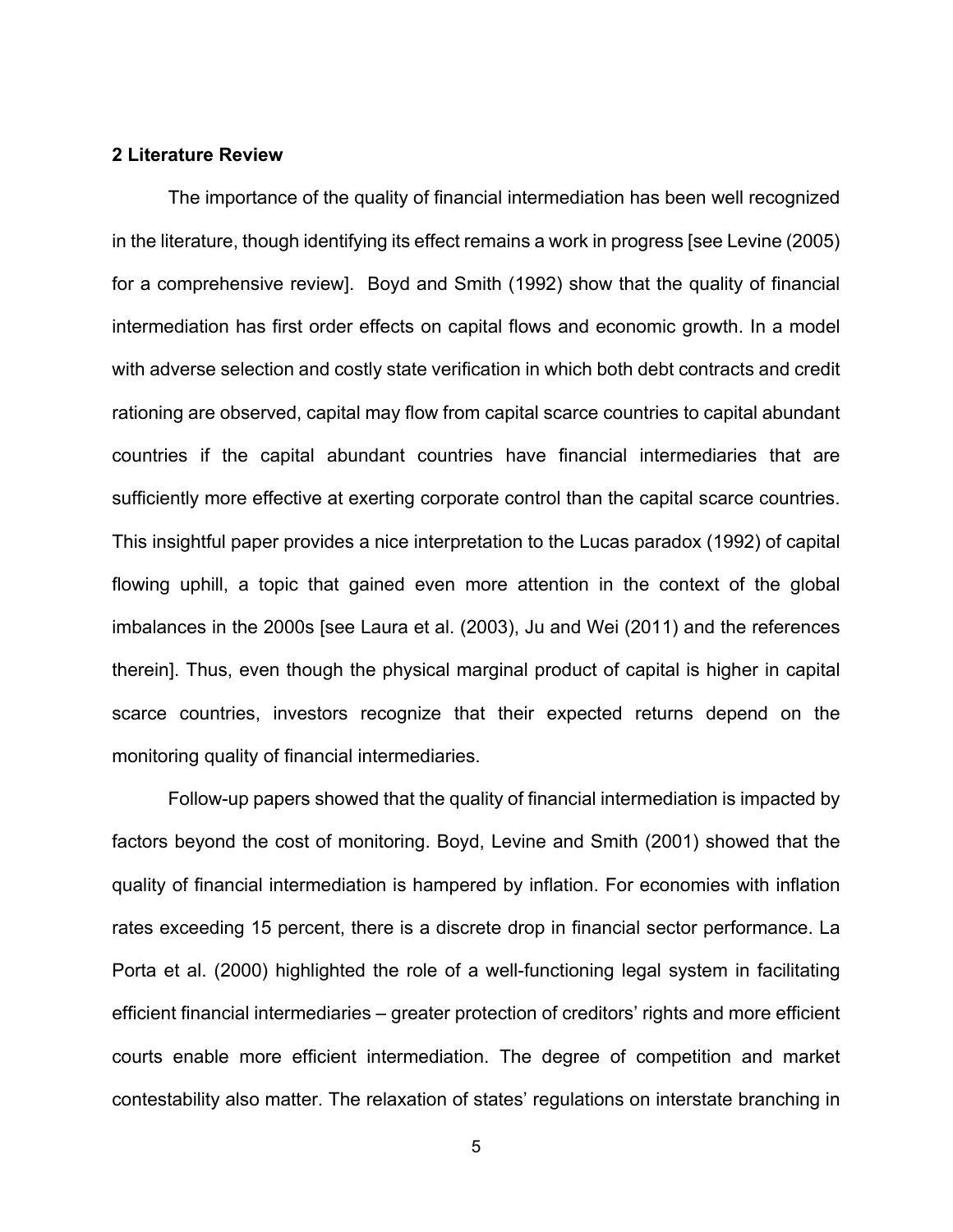## 2 Literature Review

The importance of the quality of financial intermediation has been well recognized in the literature, though identifying its effect remains a work in progress [see Levine (2005) for a comprehensive review]. Boyd and Smith (1992) show that the quality of financial intermediation has first order effects on capital flows and economic growth. In a model with adverse selection and costly state verification in which both debt contracts and credit rationing are observed, capital may flow from capital scarce countries to capital abundant countries if the capital abundant countries have financial intermediaries that are sufficiently more effective at exerting corporate control than the capital scarce countries. This insightful paper provides a nice interpretation to the Lucas paradox (1992) of capital flowing uphill, a topic that gained even more attention in the context of the global imbalances in the 2000s [see Laura et al. (2003), Ju and Wei (2011) and the references therein]. Thus, even though the physical marginal product of capital is higher in capital scarce countries, investors recognize that their expected returns depend on the monitoring quality of financial intermediaries.

Follow-up papers showed that the quality of financial intermediation is impacted by factors beyond the cost of monitoring. Boyd, Levine and Smith (2001) showed that the quality of financial intermediation is hampered by inflation. For economies with inflation rates exceeding 15 percent, there is a discrete drop in financial sector performance. La Porta et al. (2000) highlighted the role of a well-functioning legal system in facilitating efficient financial intermediaries – greater protection of creditors' rights and more efficient courts enable more efficient intermediation. The degree of competition and market contestability also matter. The relaxation of states' regulations on interstate branching in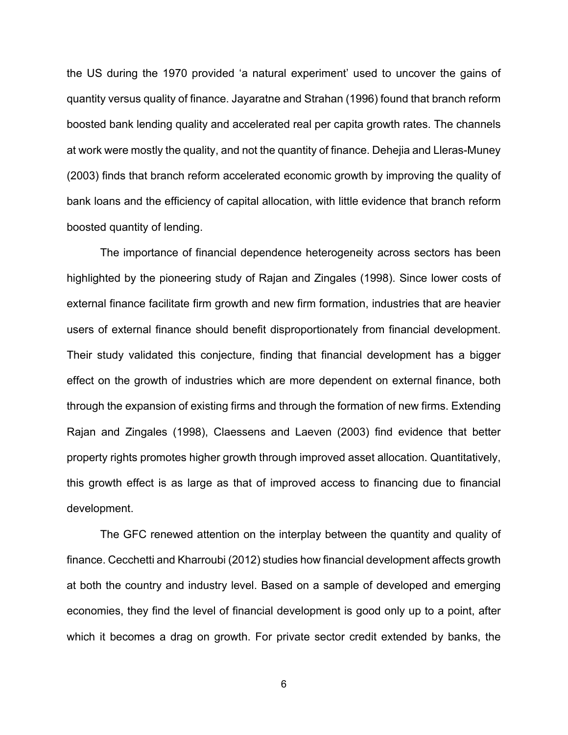the US during the 1970 provided 'a natural experiment' used to uncover the gains of quantity versus quality of finance. Jayaratne and Strahan (1996) found that branch reform boosted bank lending quality and accelerated real per capita growth rates. The channels at work were mostly the quality, and not the quantity of finance. Dehejia and Lleras-Muney (2003) finds that branch reform accelerated economic growth by improving the quality of bank loans and the efficiency of capital allocation, with little evidence that branch reform boosted quantity of lending.

The importance of financial dependence heterogeneity across sectors has been highlighted by the pioneering study of Rajan and Zingales (1998). Since lower costs of external finance facilitate firm growth and new firm formation, industries that are heavier users of external finance should benefit disproportionately from financial development. Their study validated this conjecture, finding that financial development has a bigger effect on the growth of industries which are more dependent on external finance, both through the expansion of existing firms and through the formation of new firms. Extending Rajan and Zingales (1998), Claessens and Laeven (2003) find evidence that better property rights promotes higher growth through improved asset allocation. Quantitatively, this growth effect is as large as that of improved access to financing due to financial development.

The GFC renewed attention on the interplay between the quantity and quality of finance. Cecchetti and Kharroubi (2012) studies how financial development affects growth at both the country and industry level. Based on a sample of developed and emerging economies, they find the level of financial development is good only up to a point, after which it becomes a drag on growth. For private sector credit extended by banks, the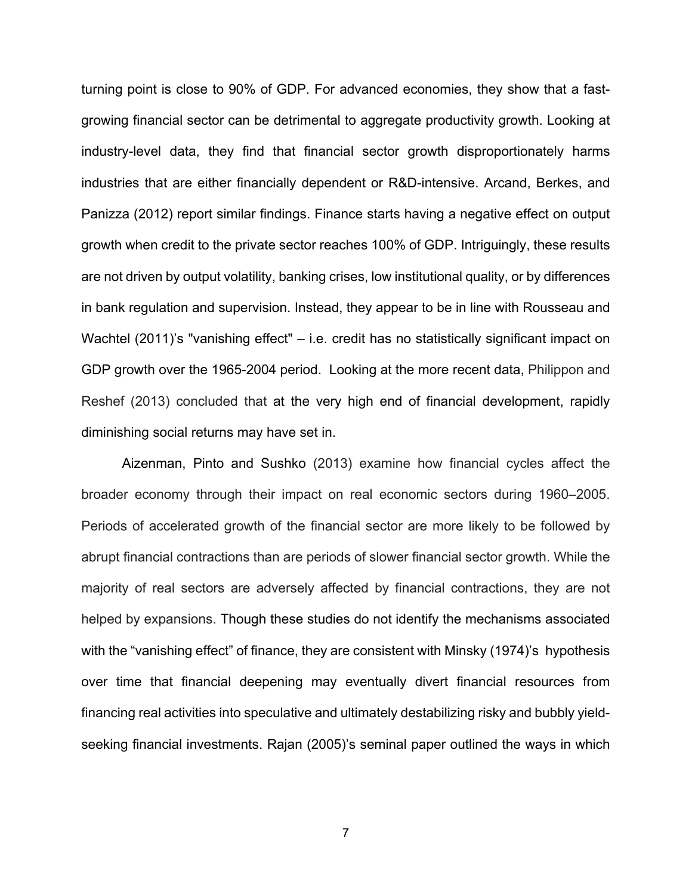turning point is close to 90% of GDP. For advanced economies, they show that a fast-growing financial sector can be detrimental to aggregate productivity growth. Looking at industry-level data, they find that financial sector growth disproportionately harms industries that are either financially dependent or R&D-intensive. Arcand, Berkes, and Panizza (2012) report similar findings. Finance starts having a negative effect on output growth when credit to the private sector reaches 100% of GDP. Intriguingly, these results are not driven by output volatility, banking crises, low institutional quality, or by differences in bank regulation and supervision. Instead, they appear to be in line with Rousseau and Wachtel (2011)'s "vanishing effect" – i.e. credit has no statistically significant impact on GDP growth over the 1965-2004 period. Looking at the more recent data, Philippon and Reshef (2013) concluded that at the very high end of financial development, rapidly diminishing social returns may have set in.

Aizenman, Pinto and Sushko (2013) examine how financial cycles affect the broader economy through their impact on real economic sectors during 1960–2005. Periods of accelerated growth of the financial sector are more likely to be followed by abrupt financial contractions than are periods of slower financial sector growth. While the majority of real sectors are adversely affected by financial contractions, they are not helped by expansions. Though these studies do not identify the mechanisms associated with the "vanishing effect" of finance, they are consistent with Minsky (1974)'s hypothesis over time that financial deepening may eventually divert financial resources from financing real activities into speculative and ultimately destabilizing risky and bubbly yield-seeking financial investments. Rajan (2005)'s seminal paper outlined the ways in which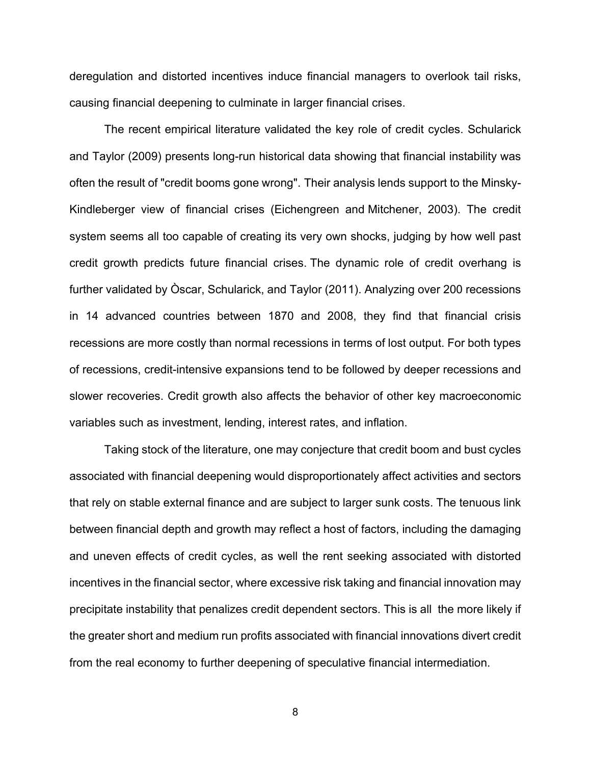deregulation and distorted incentives induce financial managers to overlook tail risks, causing financial deepening to culminate in larger financial crises.

The recent empirical literature validated the key role of credit cycles. Schularick and Taylor (2009) presents long-run historical data showing that financial instability was often the result of "credit booms gone wrong". Their analysis lends support to the Minsky-Kindleberger view of financial crises (Eichengreen and Mitchener, 2003). The credit system seems all too capable of creating its very own shocks, judging by how well past credit growth predicts future financial crises. The dynamic role of credit overhang is further validated by Òscar, Schularick, and Taylor (2011). Analyzing over 200 recessions in 14 advanced countries between 1870 and 2008, they find that financial crisis recessions are more costly than normal recessions in terms of lost output. For both types of recessions, credit-intensive expansions tend to be followed by deeper recessions and slower recoveries. Credit growth also affects the behavior of other key macroeconomic variables such as investment, lending, interest rates, and inflation.

Taking stock of the literature, one may conjecture that credit boom and bust cycles associated with financial deepening would disproportionately affect activities and sectors that rely on stable external finance and are subject to larger sunk costs. The tenuous link between financial depth and growth may reflect a host of factors, including the damaging and uneven effects of credit cycles, as well the rent seeking associated with distorted incentives in the financial sector, where excessive risk taking and financial innovation may precipitate instability that penalizes credit dependent sectors. This is all the more likely if the greater short and medium run profits associated with financial innovations divert credit from the real economy to further deepening of speculative financial intermediation.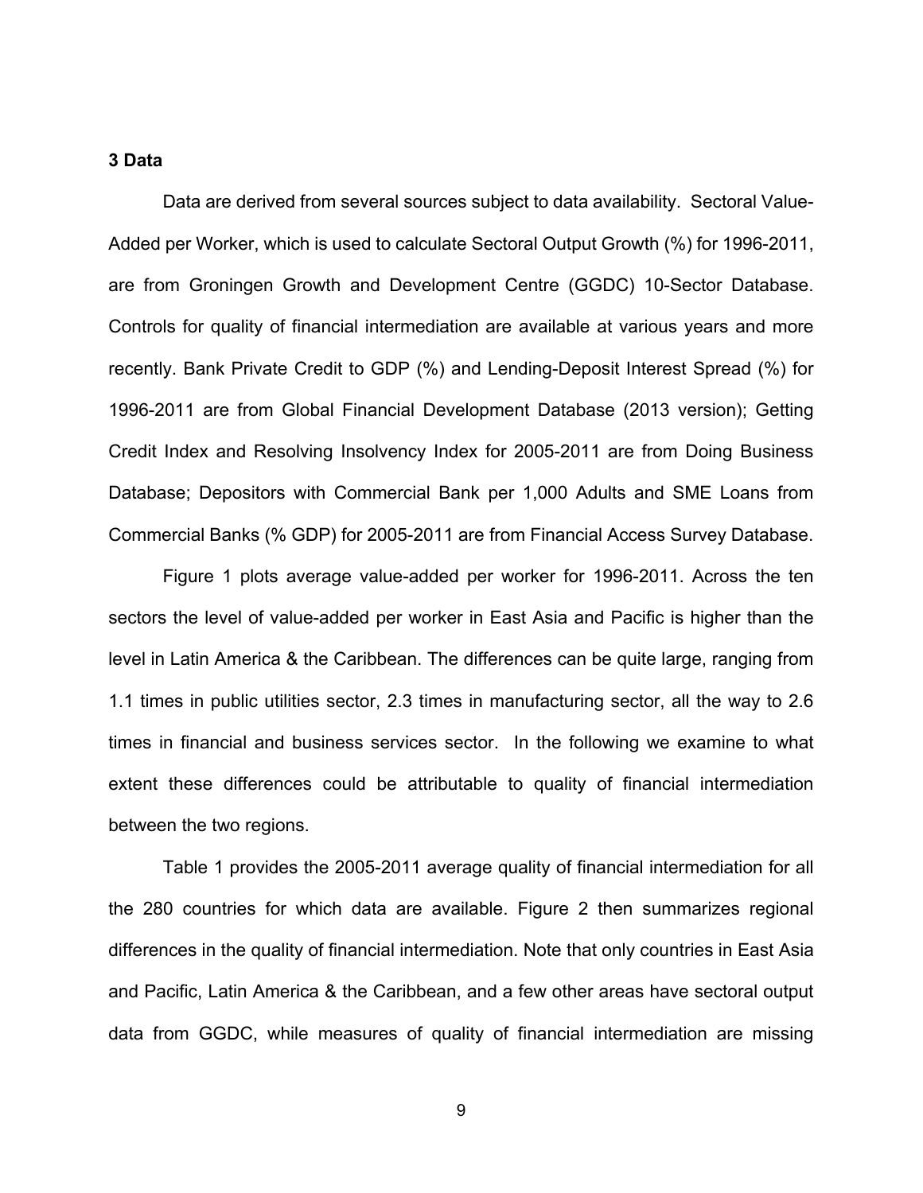## 3 Data

Data are derived from several sources subject to data availability. Sectoral Value-Added per Worker, which is used to calculate Sectoral Output Growth (%) for 1996-2011, are from Groningen Growth and Development Centre (GGDC) 10-Sector Database. Controls for quality of financial intermediation are available at various years and more recently. Bank Private Credit to GDP (%) and Lending-Deposit Interest Spread (%) for 1996-2011 are from Global Financial Development Database (2013 version); Getting Credit Index and Resolving Insolvency Index for 2005-2011 are from Doing Business Database; Depositors with Commercial Bank per 1,000 Adults and SME Loans from Commercial Banks (% GDP) for 2005-2011 are from Financial Access Survey Database.

Figure 1 plots average value-added per worker for 1996-2011. Across the ten sectors the level of value-added per worker in East Asia and Pacific is higher than the level in Latin America & the Caribbean. The differences can be quite large, ranging from 1.1 times in public utilities sector, 2.3 times in manufacturing sector, all the way to 2.6 times in financial and business services sector. In the following we examine to what extent these differences could be attributable to quality of financial intermediation between the two regions.

Table 1 provides the 2005-2011 average quality of financial intermediation for all the 280 countries for which data are available. Figure 2 then summarizes regional differences in the quality of financial intermediation. Note that only countries in East Asia and Pacific, Latin America & the Caribbean, and a few other areas have sectoral output data from GGDC, while measures of quality of financial intermediation are missing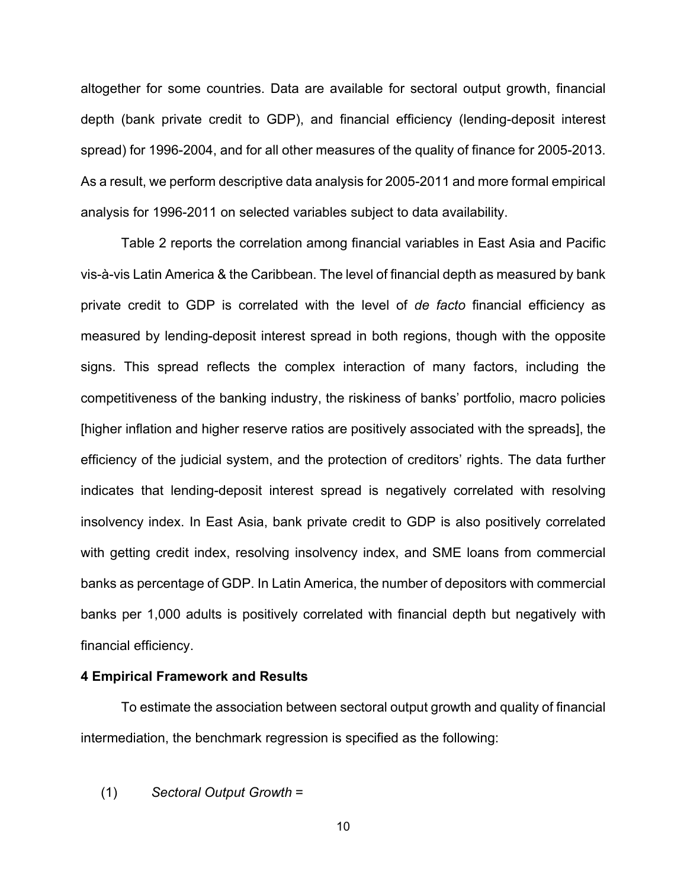altogether for some countries. Data are available for sectoral output growth, financial depth (bank private credit to GDP), and financial efficiency (lending-deposit interest spread) for 1996-2004, and for all other measures of the quality of finance for 2005-2013. As a result, we perform descriptive data analysis for 2005-2011 and more formal empirical analysis for 1996-2011 on selected variables subject to data availability.

Table 2 reports the correlation among financial variables in East Asia and Pacific vis-à-vis Latin America & the Caribbean. The level of financial depth as measured by bank private credit to GDP is correlated with the level of *de facto* financial efficiency as measured by lending-deposit interest spread in both regions, though with the opposite signs. This spread reflects the complex interaction of many factors, including the competitiveness of the banking industry, the riskiness of banks' portfolio, macro policies [higher inflation and higher reserve ratios are positively associated with the spreads], the efficiency of the judicial system, and the protection of creditors' rights. The data further indicates that lending-deposit interest spread is negatively correlated with resolving insolvency index. In East Asia, bank private credit to GDP is also positively correlated with getting credit index, resolving insolvency index, and SME loans from commercial banks as percentage of GDP. In Latin America, the number of depositors with commercial banks per 1,000 adults is positively correlated with financial depth but negatively with financial efficiency.

**4 Empirical Framework and Results**

To estimate the association between sectoral output growth and quality of financial intermediation, the benchmark regression is specified as the following:

(1) *Sectoral Output Growth* =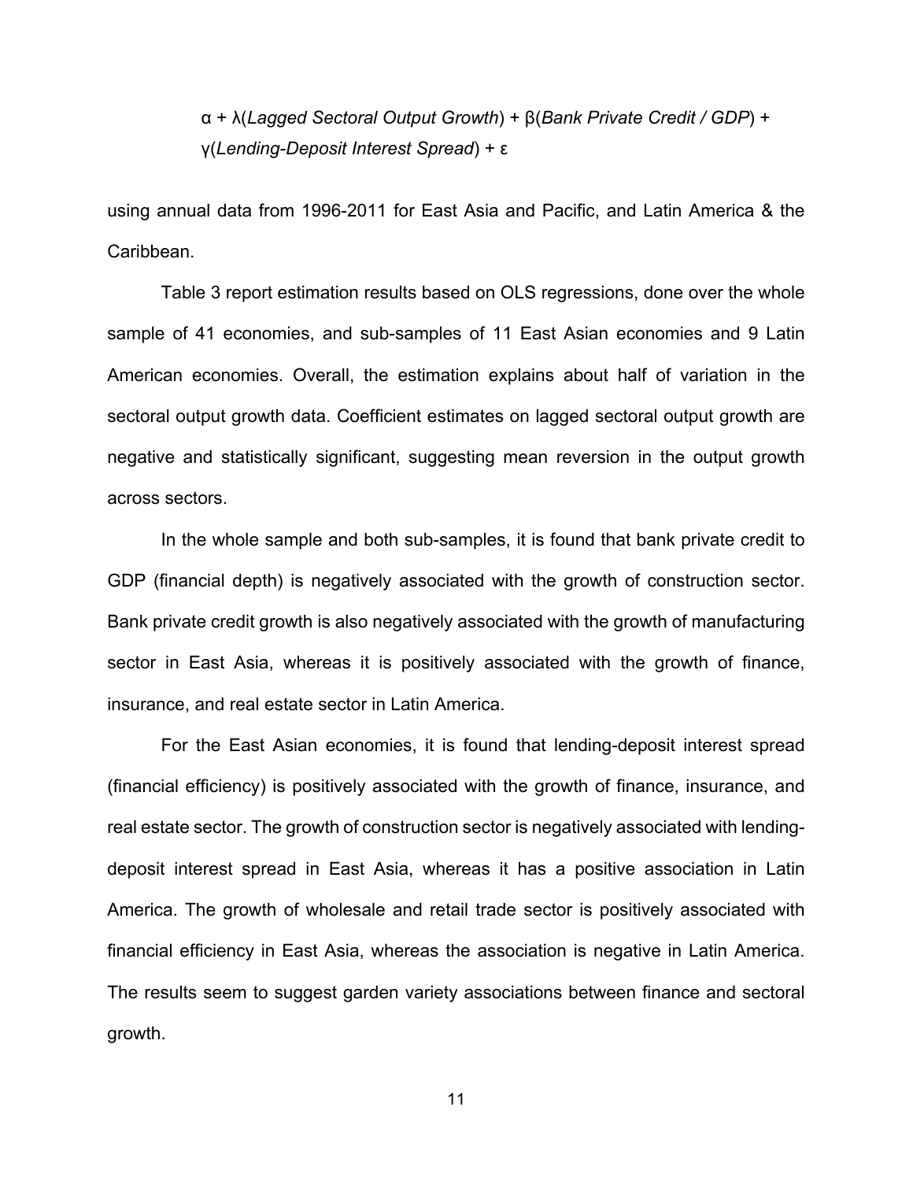$$\alpha + \lambda(\textit{Lagged Sectoral Output Growth}) + \beta(\textit{Bank Private Credit / GDP}) + \gamma(\textit{Lending-Deposit Interest Spread}) + \varepsilon$$

using annual data from 1996-2011 for East Asia and Pacific, and Latin America & the Caribbean.

Table 3 report estimation results based on OLS regressions, done over the whole sample of 41 economies, and sub-samples of 11 East Asian economies and 9 Latin American economies. Overall, the estimation explains about half of variation in the sectoral output growth data. Coefficient estimates on lagged sectoral output growth are negative and statistically significant, suggesting mean reversion in the output growth across sectors.

In the whole sample and both sub-samples, it is found that bank private credit to GDP (financial depth) is negatively associated with the growth of construction sector. Bank private credit growth is also negatively associated with the growth of manufacturing sector in East Asia, whereas it is positively associated with the growth of finance, insurance, and real estate sector in Latin America.

For the East Asian economies, it is found that lending-deposit interest spread (financial efficiency) is positively associated with the growth of finance, insurance, and real estate sector. The growth of construction sector is negatively associated with lending-deposit interest spread in East Asia, whereas it has a positive association in Latin America. The growth of wholesale and retail trade sector is positively associated with financial efficiency in East Asia, whereas the association is negative in Latin America. The results seem to suggest garden variety associations between finance and sectoral growth.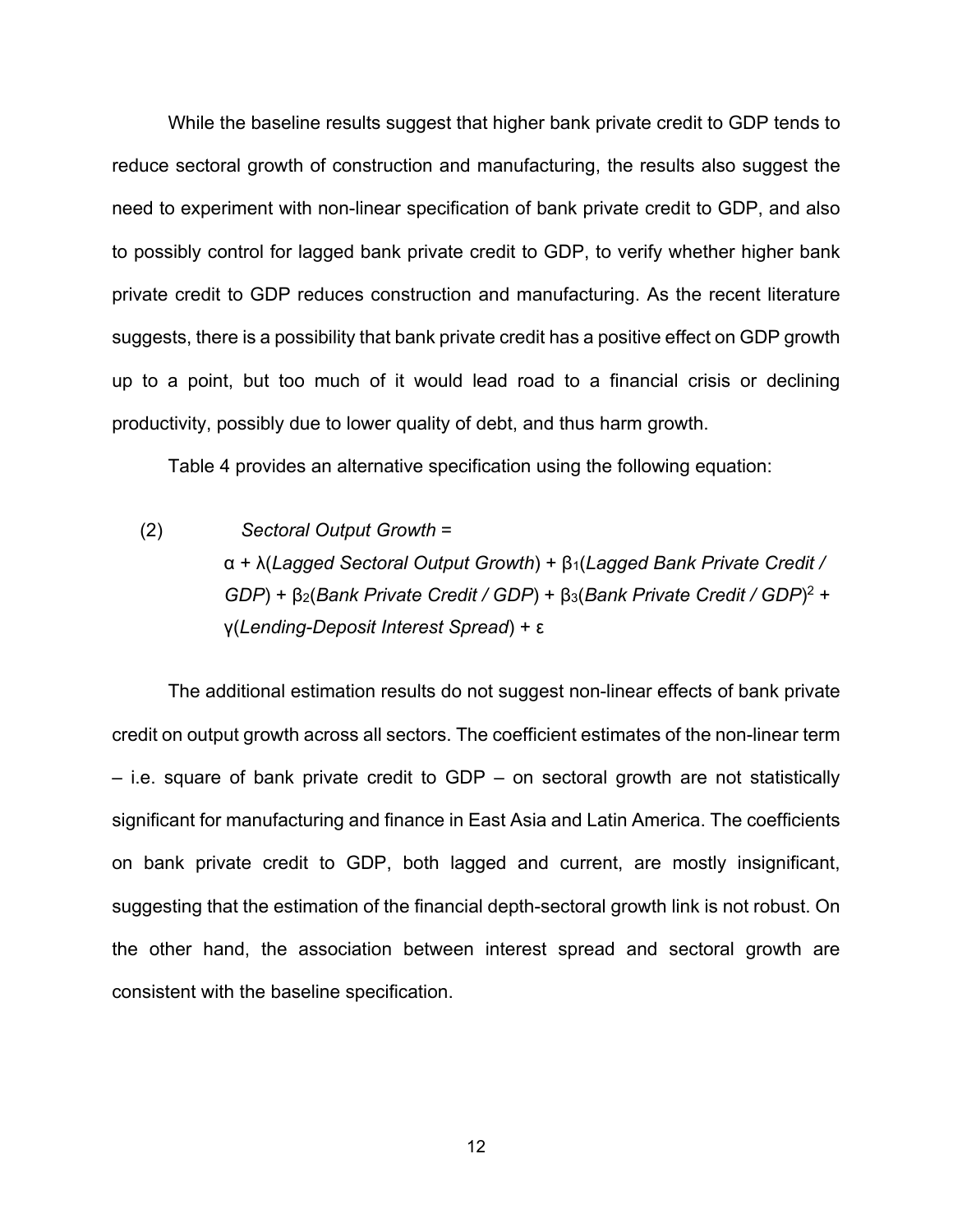While the baseline results suggest that higher bank private credit to GDP tends to reduce sectoral growth of construction and manufacturing, the results also suggest the need to experiment with non-linear specification of bank private credit to GDP, and also to possibly control for lagged bank private credit to GDP, to verify whether higher bank private credit to GDP reduces construction and manufacturing. As the recent literature suggests, there is a possibility that bank private credit has a positive effect on GDP growth up to a point, but too much of it would lead road to a financial crisis or declining productivity, possibly due to lower quality of debt, and thus harm growth.

Table 4 provides an alternative specification using the following equation:

$$\text{(2)} \quad \textit{Sectoral Output Growth} = \alpha + \lambda(\textit{Lagged Sectoral Output Growth}) + \beta_1(\textit{Lagged Bank Private Credit / GDP}) + \beta_2(\textit{Bank Private Credit / GDP}) + \beta_3(\textit{Bank Private Credit / GDP})^2 + \gamma(\textit{Lending-Deposit Interest Spread}) + \varepsilon$$

The additional estimation results do not suggest non-linear effects of bank private credit on output growth across all sectors. The coefficient estimates of the non-linear term – i.e. square of bank private credit to GDP – on sectoral growth are not statistically significant for manufacturing and finance in East Asia and Latin America. The coefficients on bank private credit to GDP, both lagged and current, are mostly insignificant, suggesting that the estimation of the financial depth-sectoral growth link is not robust. On the other hand, the association between interest spread and sectoral growth are consistent with the baseline specification.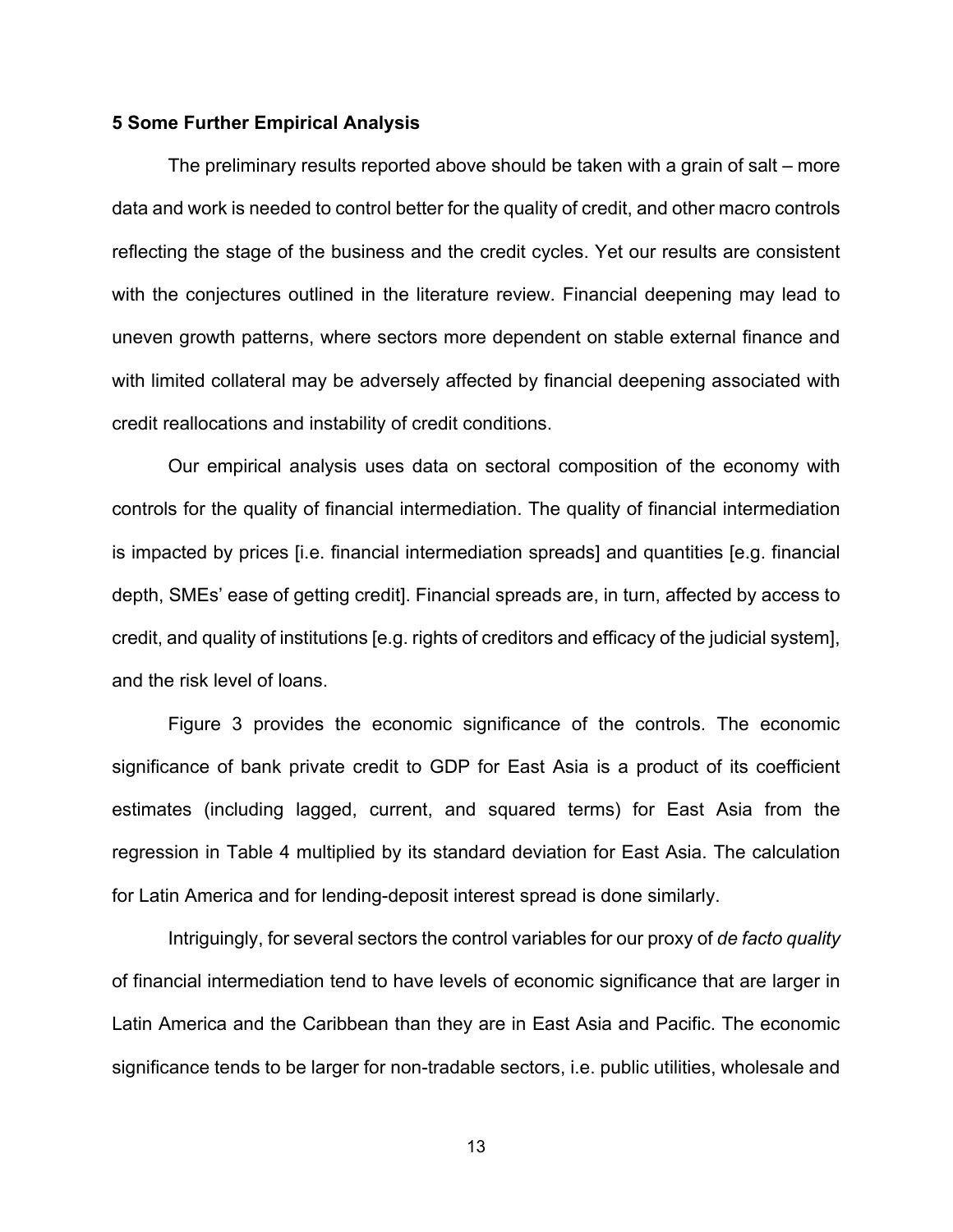## 5 Some Further Empirical Analysis

The preliminary results reported above should be taken with a grain of salt – more data and work is needed to control better for the quality of credit, and other macro controls reflecting the stage of the business and the credit cycles. Yet our results are consistent with the conjectures outlined in the literature review. Financial deepening may lead to uneven growth patterns, where sectors more dependent on stable external finance and with limited collateral may be adversely affected by financial deepening associated with credit reallocations and instability of credit conditions.

Our empirical analysis uses data on sectoral composition of the economy with controls for the quality of financial intermediation. The quality of financial intermediation is impacted by prices [i.e. financial intermediation spreads] and quantities [e.g. financial depth, SMEs' ease of getting credit]. Financial spreads are, in turn, affected by access to credit, and quality of institutions [e.g. rights of creditors and efficacy of the judicial system], and the risk level of loans.

Figure 3 provides the economic significance of the controls. The economic significance of bank private credit to GDP for East Asia is a product of its coefficient estimates (including lagged, current, and squared terms) for East Asia from the regression in Table 4 multiplied by its standard deviation for East Asia. The calculation for Latin America and for lending-deposit interest spread is done similarly.

Intriguingly, for several sectors the control variables for our proxy of *de facto quality* of financial intermediation tend to have levels of economic significance that are larger in Latin America and the Caribbean than they are in East Asia and Pacific. The economic significance tends to be larger for non-tradable sectors, i.e. public utilities, wholesale and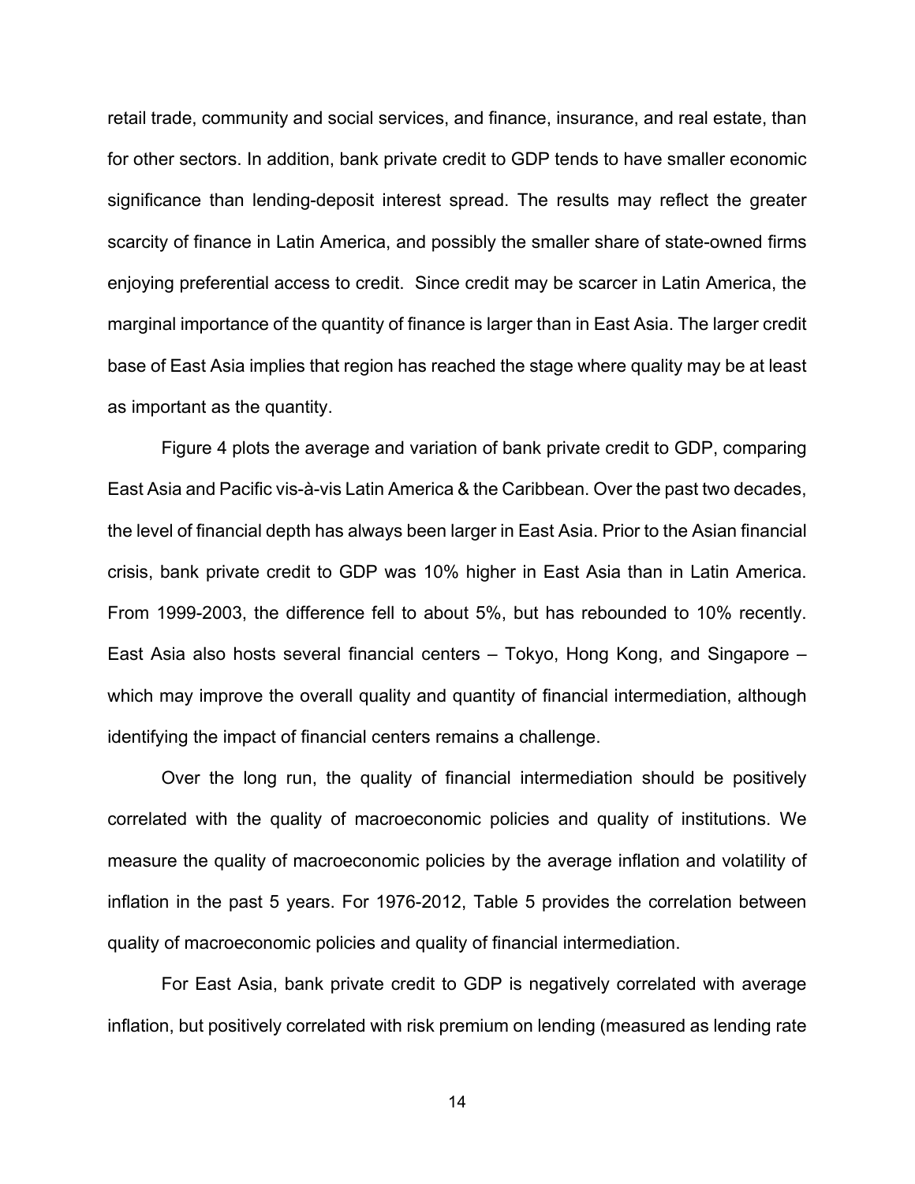retail trade, community and social services, and finance, insurance, and real estate, than for other sectors. In addition, bank private credit to GDP tends to have smaller economic significance than lending-deposit interest spread. The results may reflect the greater scarcity of finance in Latin America, and possibly the smaller share of state-owned firms enjoying preferential access to credit. Since credit may be scarcer in Latin America, the marginal importance of the quantity of finance is larger than in East Asia. The larger credit base of East Asia implies that region has reached the stage where quality may be at least as important as the quantity.

Figure 4 plots the average and variation of bank private credit to GDP, comparing East Asia and Pacific vis-à-vis Latin America & the Caribbean. Over the past two decades, the level of financial depth has always been larger in East Asia. Prior to the Asian financial crisis, bank private credit to GDP was 10% higher in East Asia than in Latin America. From 1999-2003, the difference fell to about 5%, but has rebounded to 10% recently. East Asia also hosts several financial centers – Tokyo, Hong Kong, and Singapore – which may improve the overall quality and quantity of financial intermediation, although identifying the impact of financial centers remains a challenge.

Over the long run, the quality of financial intermediation should be positively correlated with the quality of macroeconomic policies and quality of institutions. We measure the quality of macroeconomic policies by the average inflation and volatility of inflation in the past 5 years. For 1976-2012, Table 5 provides the correlation between quality of macroeconomic policies and quality of financial intermediation.

For East Asia, bank private credit to GDP is negatively correlated with average inflation, but positively correlated with risk premium on lending (measured as lending rate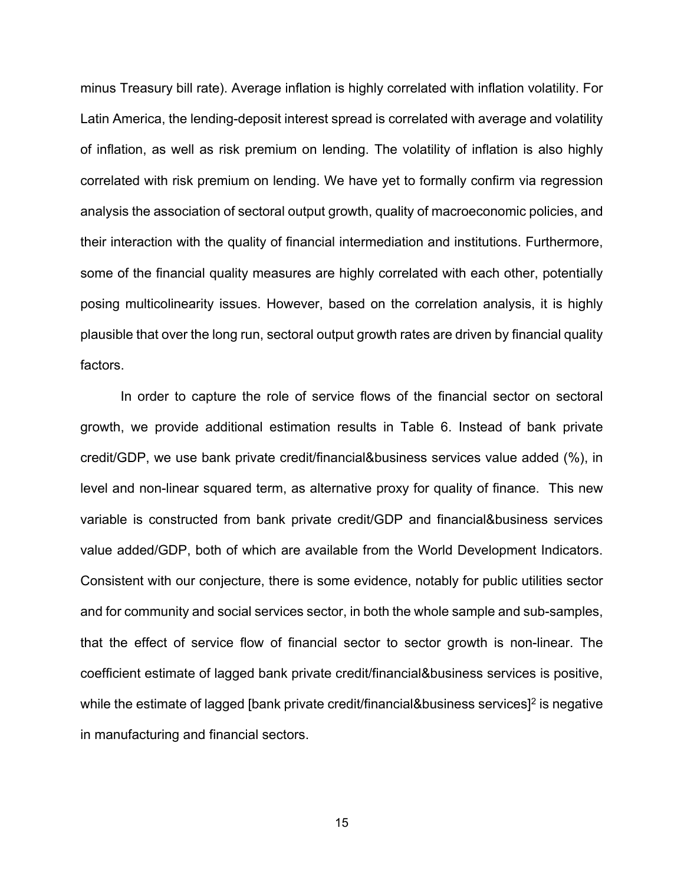minus Treasury bill rate). Average inflation is highly correlated with inflation volatility. For Latin America, the lending-deposit interest spread is correlated with average and volatility of inflation, as well as risk premium on lending. The volatility of inflation is also highly correlated with risk premium on lending. We have yet to formally confirm via regression analysis the association of sectoral output growth, quality of macroeconomic policies, and their interaction with the quality of financial intermediation and institutions. Furthermore, some of the financial quality measures are highly correlated with each other, potentially posing multicolinearity issues. However, based on the correlation analysis, it is highly plausible that over the long run, sectoral output growth rates are driven by financial quality factors.

In order to capture the role of service flows of the financial sector on sectoral growth, we provide additional estimation results in Table 6. Instead of bank private credit/GDP, we use bank private credit/financial&business services value added (%), in level and non-linear squared term, as alternative proxy for quality of finance. This new variable is constructed from bank private credit/GDP and financial&business services value added/GDP, both of which are available from the World Development Indicators. Consistent with our conjecture, there is some evidence, notably for public utilities sector and for community and social services sector, in both the whole sample and sub-samples, that the effect of service flow of financial sector to sector growth is non-linear. The coefficient estimate of lagged bank private credit/financial&business services is positive, while the estimate of lagged [bank private credit/financial&business services]$^2$ is negative in manufacturing and financial sectors.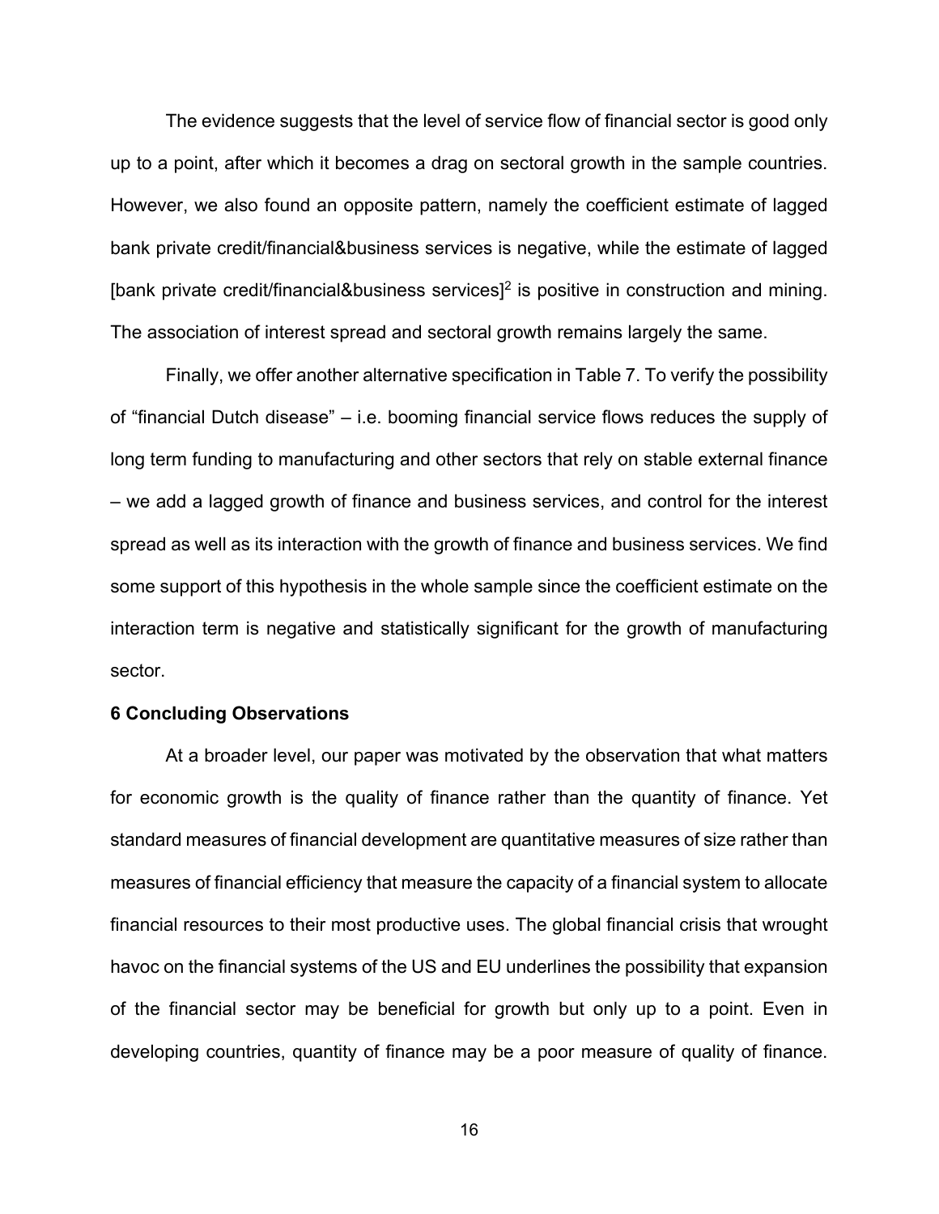The evidence suggests that the level of service flow of financial sector is good only up to a point, after which it becomes a drag on sectoral growth in the sample countries. However, we also found an opposite pattern, namely the coefficient estimate of lagged bank private credit/financial&business services is negative, while the estimate of lagged [bank private credit/financial&business services]$^2$ is positive in construction and mining. The association of interest spread and sectoral growth remains largely the same.

Finally, we offer another alternative specification in Table 7. To verify the possibility of "financial Dutch disease" – i.e. booming financial service flows reduces the supply of long term funding to manufacturing and other sectors that rely on stable external finance – we add a lagged growth of finance and business services, and control for the interest spread as well as its interaction with the growth of finance and business services. We find some support of this hypothesis in the whole sample since the coefficient estimate on the interaction term is negative and statistically significant for the growth of manufacturing sector.

### 6 Concluding Observations

At a broader level, our paper was motivated by the observation that what matters for economic growth is the quality of finance rather than the quantity of finance. Yet standard measures of financial development are quantitative measures of size rather than measures of financial efficiency that measure the capacity of a financial system to allocate financial resources to their most productive uses. The global financial crisis that wrought havoc on the financial systems of the US and EU underlines the possibility that expansion of the financial sector may be beneficial for growth but only up to a point. Even in developing countries, quantity of finance may be a poor measure of quality of finance.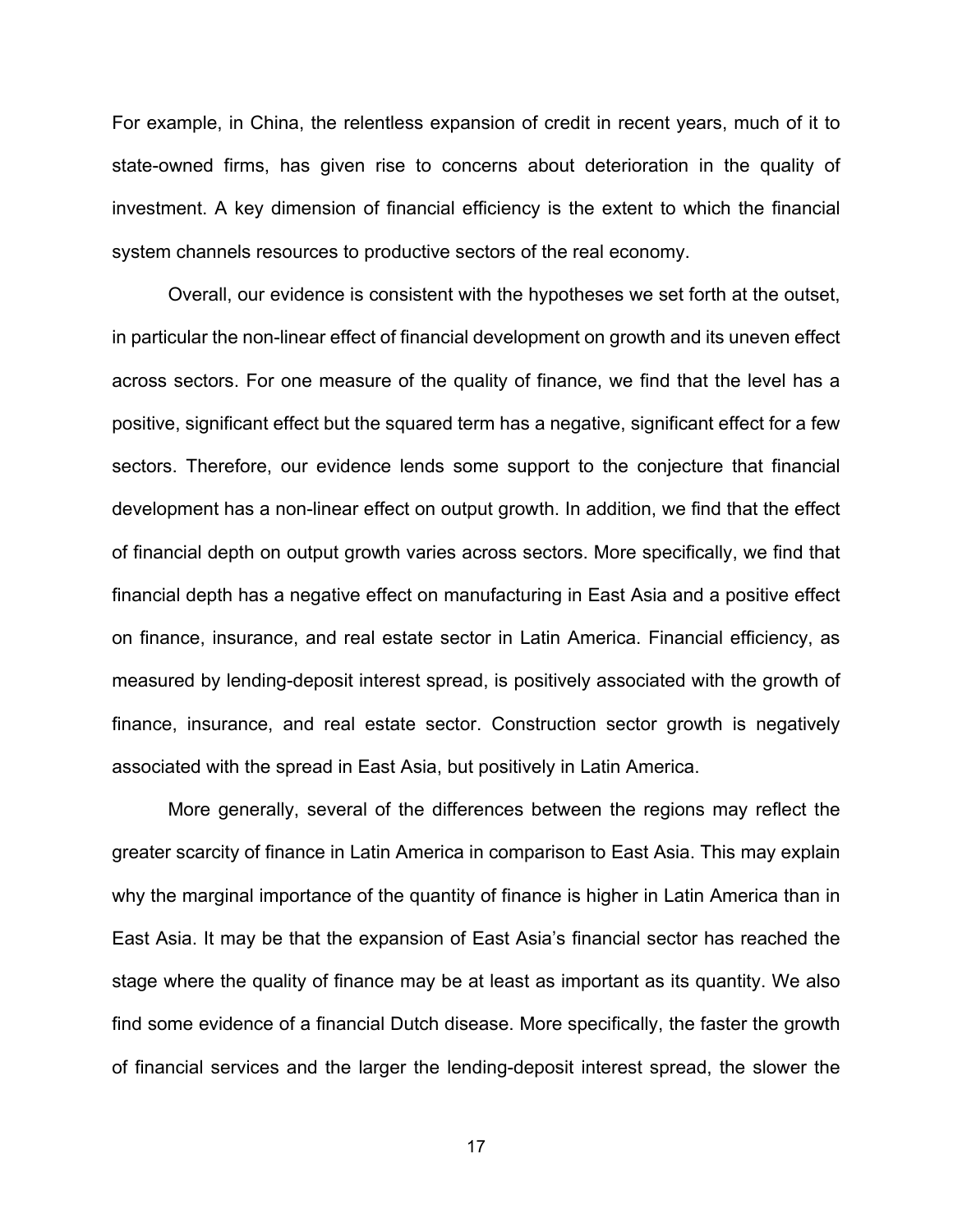For example, in China, the relentless expansion of credit in recent years, much of it to state-owned firms, has given rise to concerns about deterioration in the quality of investment. A key dimension of financial efficiency is the extent to which the financial system channels resources to productive sectors of the real economy.

Overall, our evidence is consistent with the hypotheses we set forth at the outset, in particular the non-linear effect of financial development on growth and its uneven effect across sectors. For one measure of the quality of finance, we find that the level has a positive, significant effect but the squared term has a negative, significant effect for a few sectors. Therefore, our evidence lends some support to the conjecture that financial development has a non-linear effect on output growth. In addition, we find that the effect of financial depth on output growth varies across sectors. More specifically, we find that financial depth has a negative effect on manufacturing in East Asia and a positive effect on finance, insurance, and real estate sector in Latin America. Financial efficiency, as measured by lending-deposit interest spread, is positively associated with the growth of finance, insurance, and real estate sector. Construction sector growth is negatively associated with the spread in East Asia, but positively in Latin America.

More generally, several of the differences between the regions may reflect the greater scarcity of finance in Latin America in comparison to East Asia. This may explain why the marginal importance of the quantity of finance is higher in Latin America than in East Asia. It may be that the expansion of East Asia's financial sector has reached the stage where the quality of finance may be at least as important as its quantity. We also find some evidence of a financial Dutch disease. More specifically, the faster the growth of financial services and the larger the lending-deposit interest spread, the slower the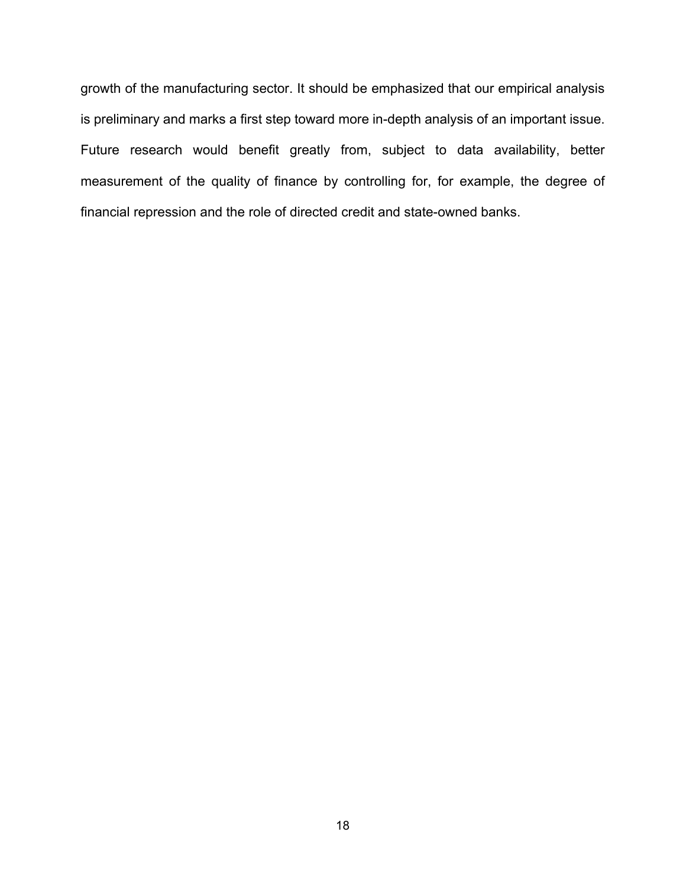growth of the manufacturing sector. It should be emphasized that our empirical analysis is preliminary and marks a first step toward more in-depth analysis of an important issue. Future research would benefit greatly from, subject to data availability, better measurement of the quality of finance by controlling for, for example, the degree of financial repression and the role of directed credit and state-owned banks.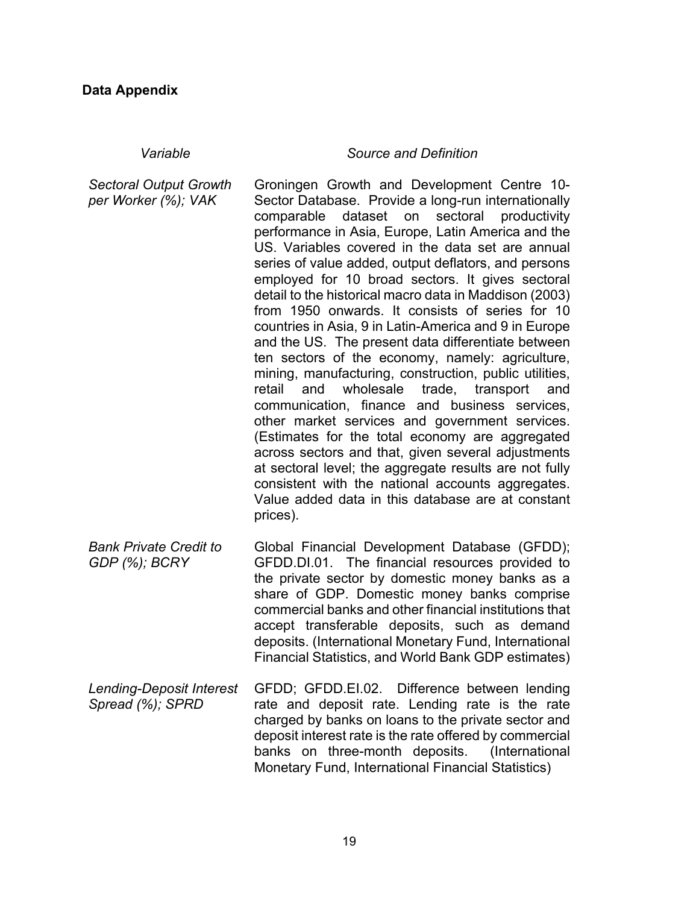## Data Appendix

| *Variable* | *Source and Definition* |
|---|---|
| *Sectoral Output Growth per Worker (%); VAK* | Groningen Growth and Development Centre 10-Sector Database. Provide a long-run internationally comparable dataset on sectoral productivity performance in Asia, Europe, Latin America and the US. Variables covered in the data set are annual series of value added, output deflators, and persons employed for 10 broad sectors. It gives sectoral detail to the historical macro data in Maddison (2003) from 1950 onwards. It consists of series for 10 countries in Asia, 9 in Latin-America and 9 in Europe and the US. The present data differentiate between ten sectors of the economy, namely: agriculture, mining, manufacturing, construction, public utilities, retail and wholesale trade, transport and communication, finance and business services, other market services and government services. (Estimates for the total economy are aggregated across sectors and that, given several adjustments at sectoral level; the aggregate results are not fully consistent with the national accounts aggregates. Value added data in this database are at constant prices). |
| *Bank Private Credit to GDP (%); BCRY* | Global Financial Development Database (GFDD); GFDD.DI.01. The financial resources provided to the private sector by domestic money banks as a share of GDP. Domestic money banks comprise commercial banks and other financial institutions that accept transferable deposits, such as demand deposits. (International Monetary Fund, International Financial Statistics, and World Bank GDP estimates) |
| *Lending-Deposit Interest Spread (%); SPRD* | GFDD; GFDD.EI.02. Difference between lending rate and deposit rate. Lending rate is the rate charged by banks on loans to the private sector and deposit interest rate is the rate offered by commercial banks on three-month deposits. (International Monetary Fund, International Financial Statistics) |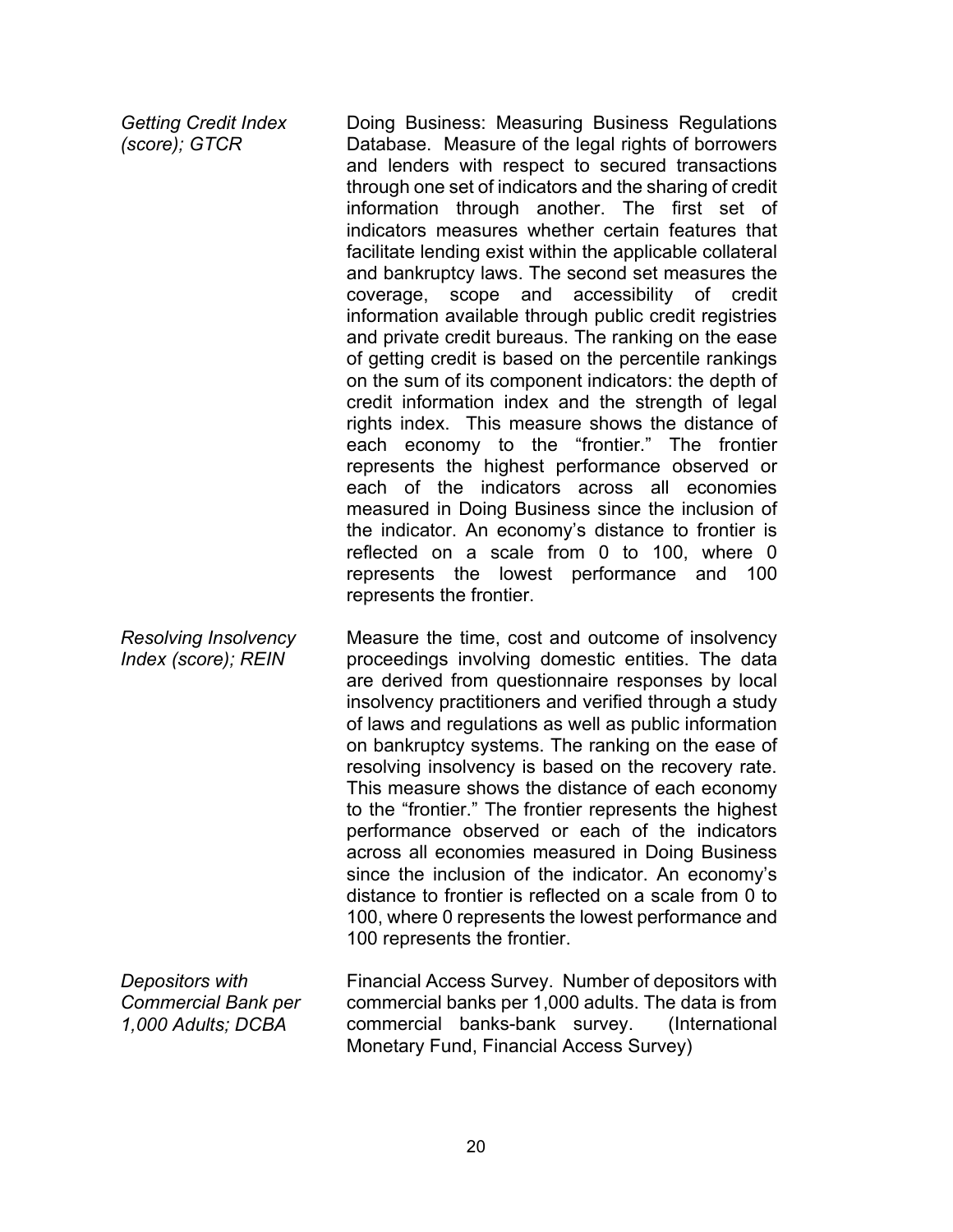*Getting Credit Index (score); GTCR*

Doing Business: Measuring Business Regulations Database. Measure of the legal rights of borrowers and lenders with respect to secured transactions through one set of indicators and the sharing of credit information through another. The first set of indicators measures whether certain features that facilitate lending exist within the applicable collateral and bankruptcy laws. The second set measures the coverage, scope and accessibility of credit information available through public credit registries and private credit bureaus. The ranking on the ease of getting credit is based on the percentile rankings on the sum of its component indicators: the depth of credit information index and the strength of legal rights index. This measure shows the distance of each economy to the "frontier." The frontier represents the highest performance observed or each of the indicators across all economies measured in Doing Business since the inclusion of the indicator. An economy's distance to frontier is reflected on a scale from 0 to 100, where 0 represents the lowest performance and 100 represents the frontier.

*Resolving Insolvency Index (score); REIN*

Measure the time, cost and outcome of insolvency proceedings involving domestic entities. The data are derived from questionnaire responses by local insolvency practitioners and verified through a study of laws and regulations as well as public information on bankruptcy systems. The ranking on the ease of resolving insolvency is based on the recovery rate. This measure shows the distance of each economy to the "frontier." The frontier represents the highest performance observed or each of the indicators across all economies measured in Doing Business since the inclusion of the indicator. An economy's distance to frontier is reflected on a scale from 0 to 100, where 0 represents the lowest performance and 100 represents the frontier.

*Depositors with Commercial Bank per 1,000 Adults; DCBA*

Financial Access Survey. Number of depositors with commercial banks per 1,000 adults. The data is from commercial banks-bank survey. (International Monetary Fund, Financial Access Survey)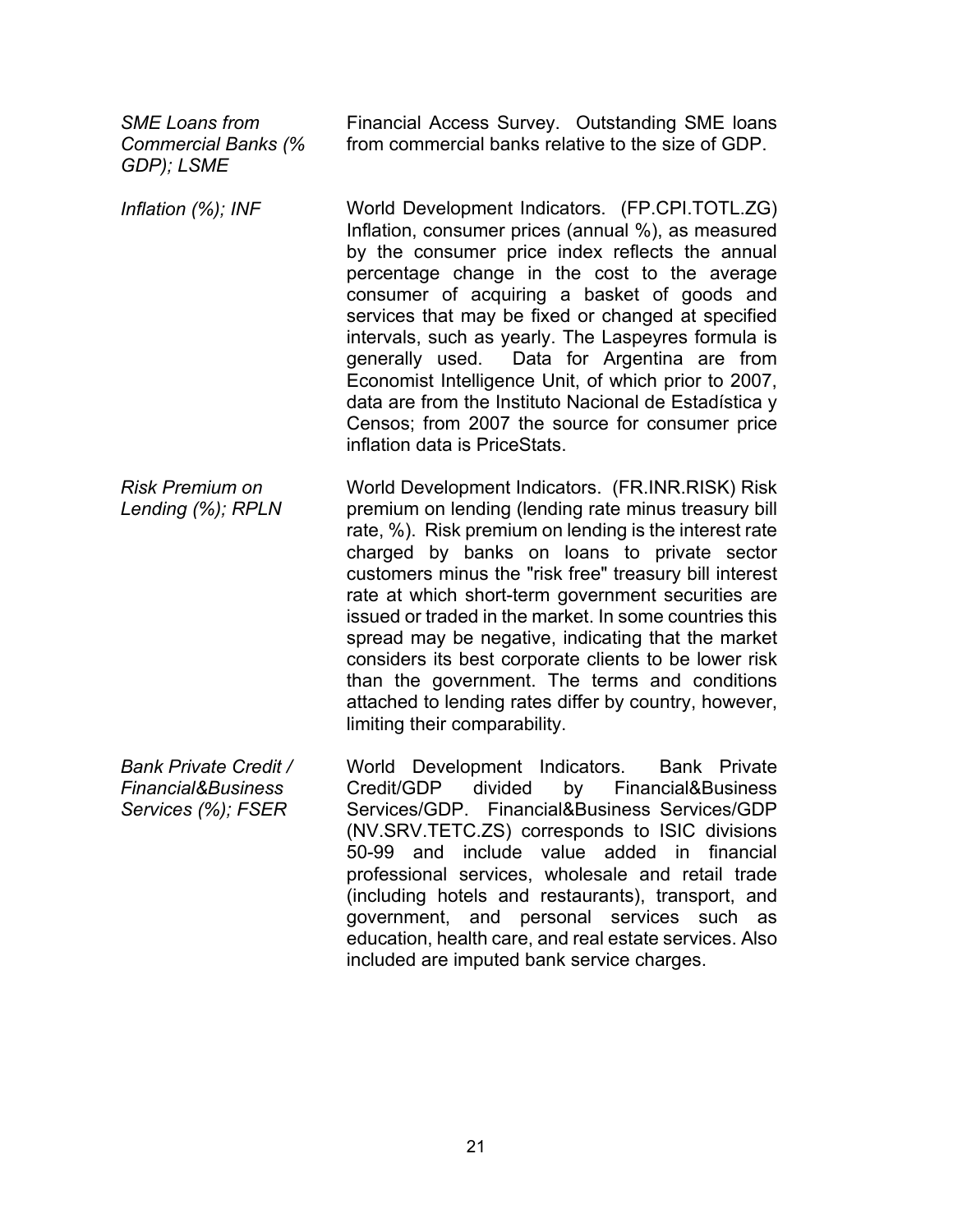| | |
|---|---|
| *SME Loans from Commercial Banks (% GDP); LSME* | Financial Access Survey. Outstanding SME loans from commercial banks relative to the size of GDP. |
| *Inflation (%); INF* | World Development Indicators. (FP.CPI.TOTL.ZG) Inflation, consumer prices (annual %), as measured by the consumer price index reflects the annual percentage change in the cost to the average consumer of acquiring a basket of goods and services that may be fixed or changed at specified intervals, such as yearly. The Laspeyres formula is generally used. Data for Argentina are from Economist Intelligence Unit, of which prior to 2007, data are from the Instituto Nacional de Estadística y Censos; from 2007 the source for consumer price inflation data is PriceStats. |
| *Risk Premium on Lending (%); RPLN* | World Development Indicators. (FR.INR.RISK) Risk premium on lending (lending rate minus treasury bill rate, %). Risk premium on lending is the interest rate charged by banks on loans to private sector customers minus the "risk free" treasury bill interest rate at which short-term government securities are issued or traded in the market. In some countries this spread may be negative, indicating that the market considers its best corporate clients to be lower risk than the government. The terms and conditions attached to lending rates differ by country, however, limiting their comparability. |
| *Bank Private Credit / Financial&Business Services (%); FSER* | World Development Indicators. Bank Private Credit/GDP divided by Financial&Business Services/GDP. Financial&Business Services/GDP (NV.SRV.TETC.ZS) corresponds to ISIC divisions 50-99 and include value added in financial professional services, wholesale and retail trade (including hotels and restaurants), transport, and government, and personal services such as education, health care, and real estate services. Also included are imputed bank service charges. |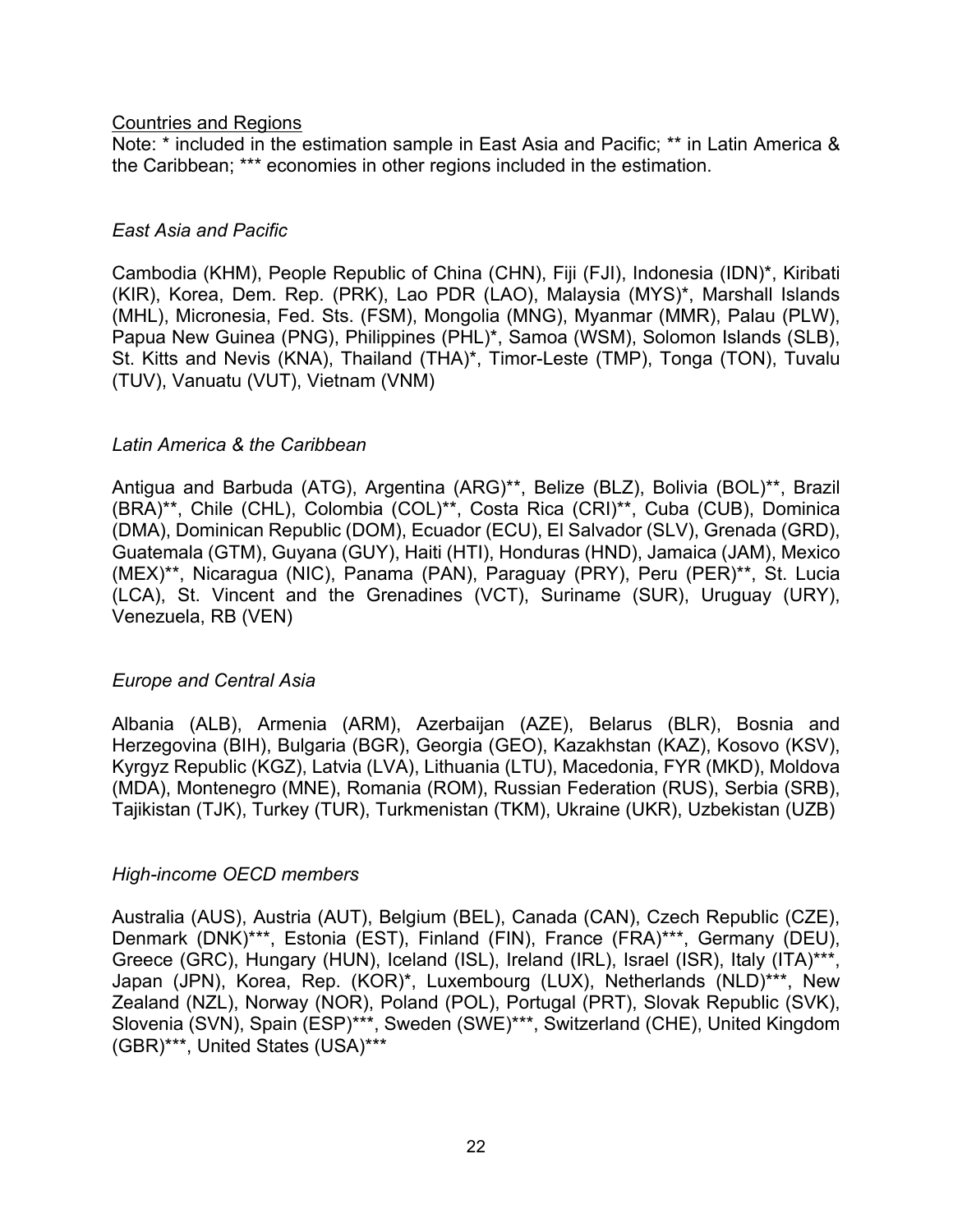Countries and Regions

Note: * included in the estimation sample in East Asia and Pacific; ** in Latin America & the Caribbean; *** economies in other regions included in the estimation.

*East Asia and Pacific*

Cambodia (KHM), People Republic of China (CHN), Fiji (FJI), Indonesia (IDN)*, Kiribati (KIR), Korea, Dem. Rep. (PRK), Lao PDR (LAO), Malaysia (MYS)*, Marshall Islands (MHL), Micronesia, Fed. Sts. (FSM), Mongolia (MNG), Myanmar (MMR), Palau (PLW), Papua New Guinea (PNG), Philippines (PHL)*, Samoa (WSM), Solomon Islands (SLB), St. Kitts and Nevis (KNA), Thailand (THA)*, Timor-Leste (TMP), Tonga (TON), Tuvalu (TUV), Vanuatu (VUT), Vietnam (VNM)

*Latin America & the Caribbean*

Antigua and Barbuda (ATG), Argentina (ARG)**, Belize (BLZ), Bolivia (BOL)**, Brazil (BRA)**, Chile (CHL), Colombia (COL)**, Costa Rica (CRI)**, Cuba (CUB), Dominica (DMA), Dominican Republic (DOM), Ecuador (ECU), El Salvador (SLV), Grenada (GRD), Guatemala (GTM), Guyana (GUY), Haiti (HTI), Honduras (HND), Jamaica (JAM), Mexico (MEX)**, Nicaragua (NIC), Panama (PAN), Paraguay (PRY), Peru (PER)**, St. Lucia (LCA), St. Vincent and the Grenadines (VCT), Suriname (SUR), Uruguay (URY), Venezuela, RB (VEN)

*Europe and Central Asia*

Albania (ALB), Armenia (ARM), Azerbaijan (AZE), Belarus (BLR), Bosnia and Herzegovina (BIH), Bulgaria (BGR), Georgia (GEO), Kazakhstan (KAZ), Kosovo (KSV), Kyrgyz Republic (KGZ), Latvia (LVA), Lithuania (LTU), Macedonia, FYR (MKD), Moldova (MDA), Montenegro (MNE), Romania (ROM), Russian Federation (RUS), Serbia (SRB), Tajikistan (TJK), Turkey (TUR), Turkmenistan (TKM), Ukraine (UKR), Uzbekistan (UZB)

*High-income OECD members*

Australia (AUS), Austria (AUT), Belgium (BEL), Canada (CAN), Czech Republic (CZE), Denmark (DNK)***, Estonia (EST), Finland (FIN), France (FRA)***, Germany (DEU), Greece (GRC), Hungary (HUN), Iceland (ISL), Ireland (IRL), Israel (ISR), Italy (ITA)***, Japan (JPN), Korea, Rep. (KOR)*, Luxembourg (LUX), Netherlands (NLD)***, New Zealand (NZL), Norway (NOR), Poland (POL), Portugal (PRT), Slovak Republic (SVK), Slovenia (SVN), Spain (ESP)***, Sweden (SWE)***, Switzerland (CHE), United Kingdom (GBR)***, United States (USA)***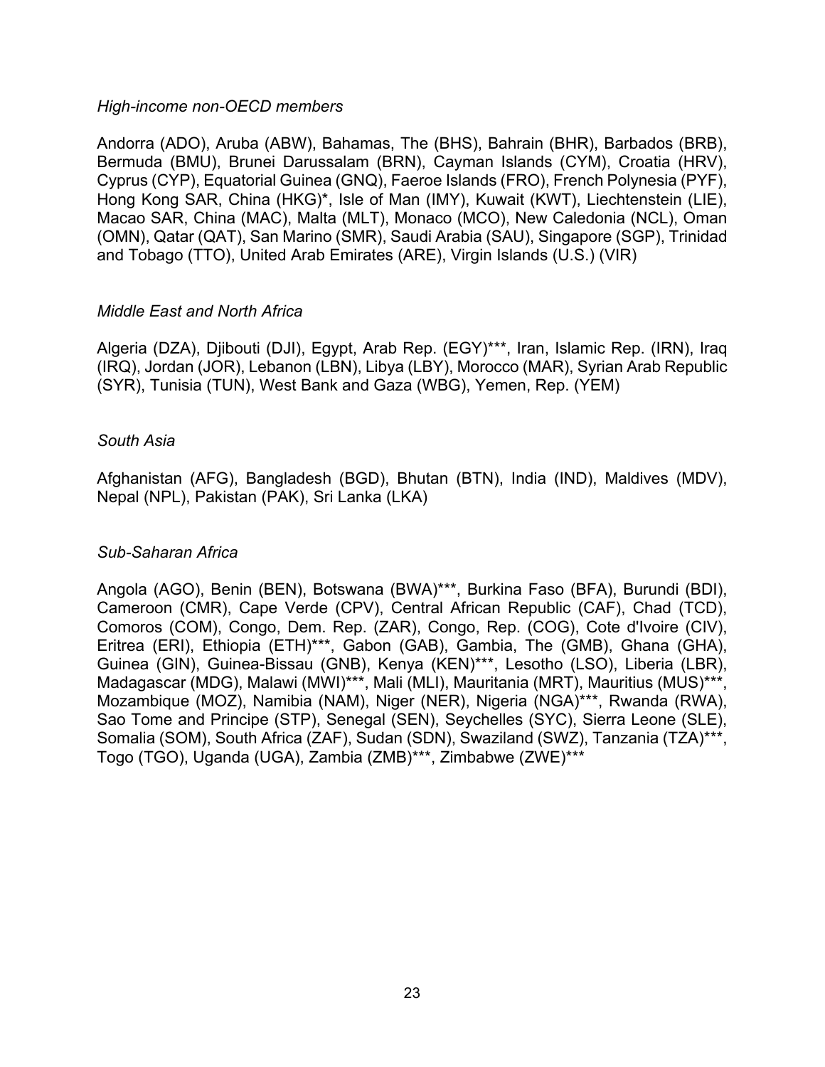*High-income non-OECD members*

Andorra (ADO), Aruba (ABW), Bahamas, The (BHS), Bahrain (BHR), Barbados (BRB), Bermuda (BMU), Brunei Darussalam (BRN), Cayman Islands (CYM), Croatia (HRV), Cyprus (CYP), Equatorial Guinea (GNQ), Faeroe Islands (FRO), French Polynesia (PYF), Hong Kong SAR, China (HKG)*, Isle of Man (IMY), Kuwait (KWT), Liechtenstein (LIE), Macao SAR, China (MAC), Malta (MLT), Monaco (MCO), New Caledonia (NCL), Oman (OMN), Qatar (QAT), San Marino (SMR), Saudi Arabia (SAU), Singapore (SGP), Trinidad and Tobago (TTO), United Arab Emirates (ARE), Virgin Islands (U.S.) (VIR)

*Middle East and North Africa*

Algeria (DZA), Djibouti (DJI), Egypt, Arab Rep. (EGY)***, Iran, Islamic Rep. (IRN), Iraq (IRQ), Jordan (JOR), Lebanon (LBN), Libya (LBY), Morocco (MAR), Syrian Arab Republic (SYR), Tunisia (TUN), West Bank and Gaza (WBG), Yemen, Rep. (YEM)

*South Asia*

Afghanistan (AFG), Bangladesh (BGD), Bhutan (BTN), India (IND), Maldives (MDV), Nepal (NPL), Pakistan (PAK), Sri Lanka (LKA)

*Sub-Saharan Africa*

Angola (AGO), Benin (BEN), Botswana (BWA)***, Burkina Faso (BFA), Burundi (BDI), Cameroon (CMR), Cape Verde (CPV), Central African Republic (CAF), Chad (TCD), Comoros (COM), Congo, Dem. Rep. (ZAR), Congo, Rep. (COG), Cote d'Ivoire (CIV), Eritrea (ERI), Ethiopia (ETH)***, Gabon (GAB), Gambia, The (GMB), Ghana (GHA), Guinea (GIN), Guinea-Bissau (GNB), Kenya (KEN)***, Lesotho (LSO), Liberia (LBR), Madagascar (MDG), Malawi (MWI)***, Mali (MLI), Mauritania (MRT), Mauritius (MUS)***, Mozambique (MOZ), Namibia (NAM), Niger (NER), Nigeria (NGA)***, Rwanda (RWA), Sao Tome and Principe (STP), Senegal (SEN), Seychelles (SYC), Sierra Leone (SLE), Somalia (SOM), South Africa (ZAF), Sudan (SDN), Swaziland (SWZ), Tanzania (TZA)***, Togo (TGO), Uganda (UGA), Zambia (ZMB)***, Zimbabwe (ZWE)***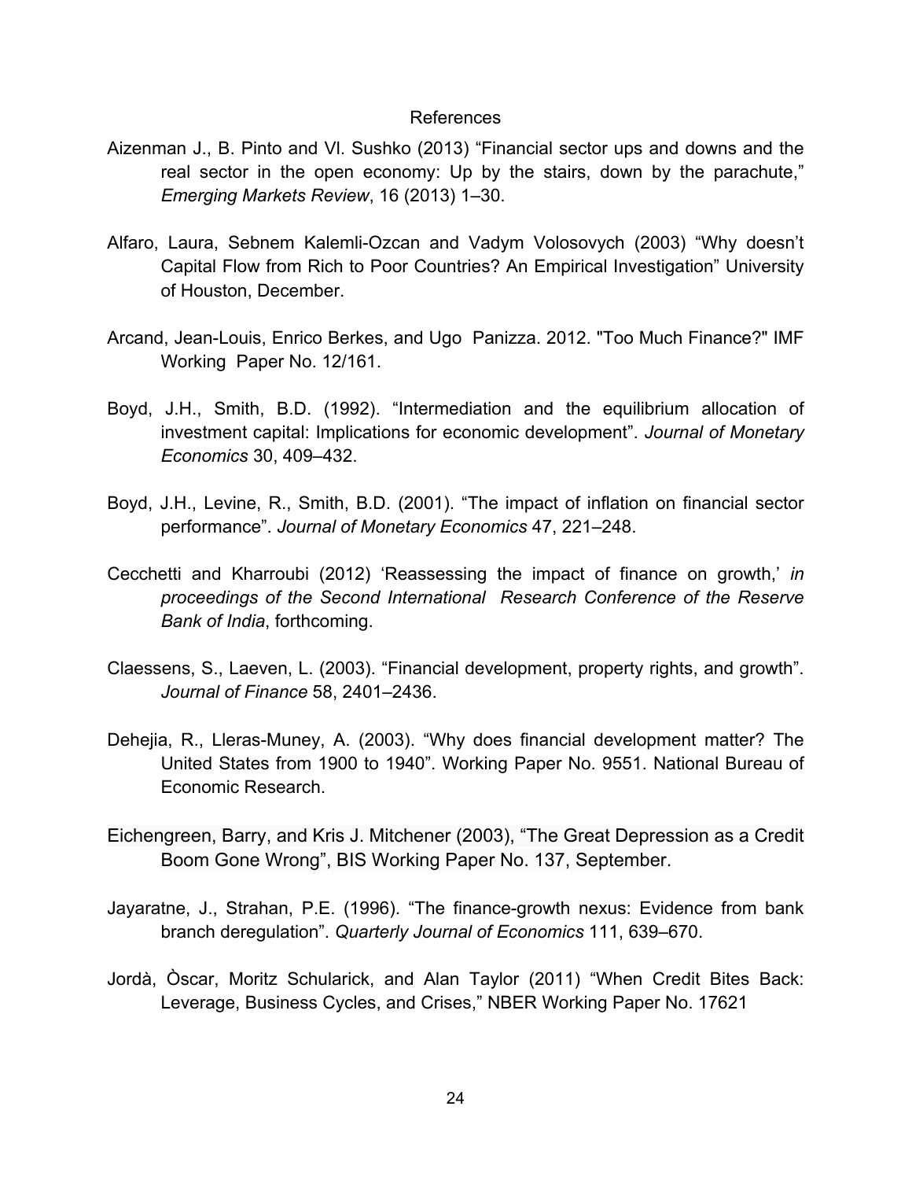## References

Aizenman J., B. Pinto and Vl. Sushko (2013) "Financial sector ups and downs and the real sector in the open economy: Up by the stairs, down by the parachute," *Emerging Markets Review*, 16 (2013) 1–30.

Alfaro, Laura, Sebnem Kalemli-Ozcan and Vadym Volosovych (2003) "Why doesn't Capital Flow from Rich to Poor Countries? An Empirical Investigation" University of Houston, December.

Arcand, Jean-Louis, Enrico Berkes, and Ugo Panizza. 2012. "Too Much Finance?" IMF Working Paper No. 12/161.

Boyd, J.H., Smith, B.D. (1992). "Intermediation and the equilibrium allocation of investment capital: Implications for economic development". *Journal of Monetary Economics* 30, 409–432.

Boyd, J.H., Levine, R., Smith, B.D. (2001). "The impact of inflation on financial sector performance". *Journal of Monetary Economics* 47, 221–248.

Cecchetti and Kharroubi (2012) 'Reassessing the impact of finance on growth,' *in proceedings of the Second International Research Conference of the Reserve Bank of India*, forthcoming.

Claessens, S., Laeven, L. (2003). "Financial development, property rights, and growth". *Journal of Finance* 58, 2401–2436.

Dehejia, R., Lleras-Muney, A. (2003). "Why does financial development matter? The United States from 1900 to 1940". Working Paper No. 9551. National Bureau of Economic Research.

Eichengreen, Barry, and Kris J. Mitchener (2003), "The Great Depression as a Credit Boom Gone Wrong", BIS Working Paper No. 137, September.

Jayaratne, J., Strahan, P.E. (1996). "The finance-growth nexus: Evidence from bank branch deregulation". *Quarterly Journal of Economics* 111, 639–670.

Jordà, Òscar, Moritz Schularick, and Alan Taylor (2011) "When Credit Bites Back: Leverage, Business Cycles, and Crises," NBER Working Paper No. 17621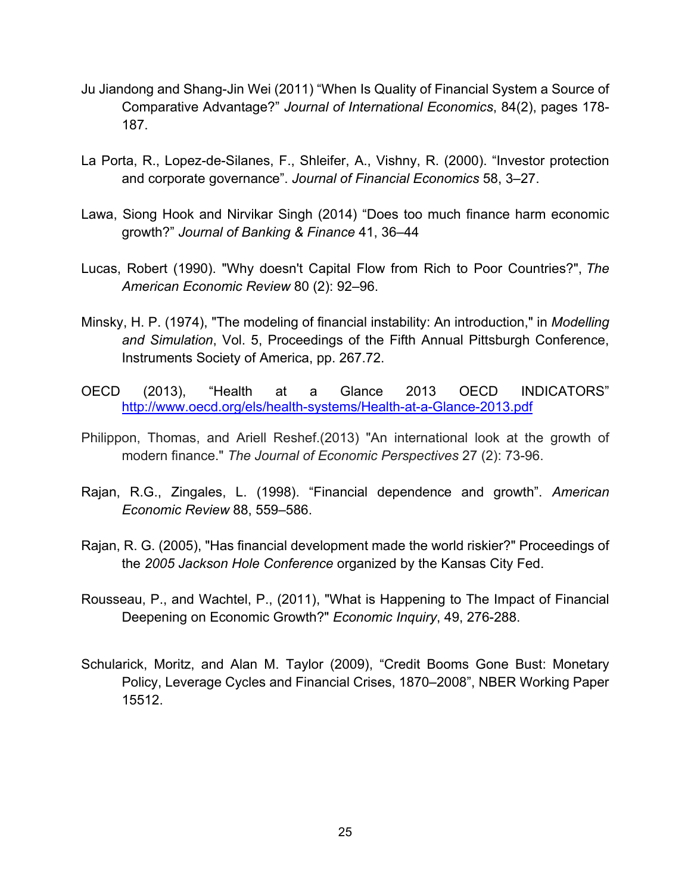Ju Jiandong and Shang-Jin Wei (2011) “When Is Quality of Financial System a Source of Comparative Advantage?” *Journal of International Economics*, 84(2), pages 178-187.

La Porta, R., Lopez-de-Silanes, F., Shleifer, A., Vishny, R. (2000). “Investor protection and corporate governance”. *Journal of Financial Economics* 58, 3–27.

Lawa, Siong Hook and Nirvikar Singh (2014) “Does too much finance harm economic growth?” *Journal of Banking & Finance* 41, 36–44

Lucas, Robert (1990). "Why doesn't Capital Flow from Rich to Poor Countries?", *The American Economic Review* 80 (2): 92–96.

Minsky, H. P. (1974), "The modeling of financial instability: An introduction," in *Modelling and Simulation*, Vol. 5, Proceedings of the Fifth Annual Pittsburgh Conference, Instruments Society of America, pp. 267.72.

OECD (2013), “Health at a Glance 2013 OECD INDICATORS” http://www.oecd.org/els/health-systems/Health-at-a-Glance-2013.pdf

Philippon, Thomas, and Ariell Reshef.(2013) "An international look at the growth of modern finance." *The Journal of Economic Perspectives* 27 (2): 73-96.

Rajan, R.G., Zingales, L. (1998). “Financial dependence and growth”. *American Economic Review* 88, 559–586.

Rajan, R. G. (2005), "Has financial development made the world riskier?" Proceedings of the *2005 Jackson Hole Conference* organized by the Kansas City Fed.

Rousseau, P., and Wachtel, P., (2011), "What is Happening to The Impact of Financial Deepening on Economic Growth?" *Economic Inquiry*, 49, 276-288.

Schularick, Moritz, and Alan M. Taylor (2009), “Credit Booms Gone Bust: Monetary Policy, Leverage Cycles and Financial Crises, 1870–2008”, NBER Working Paper 15512.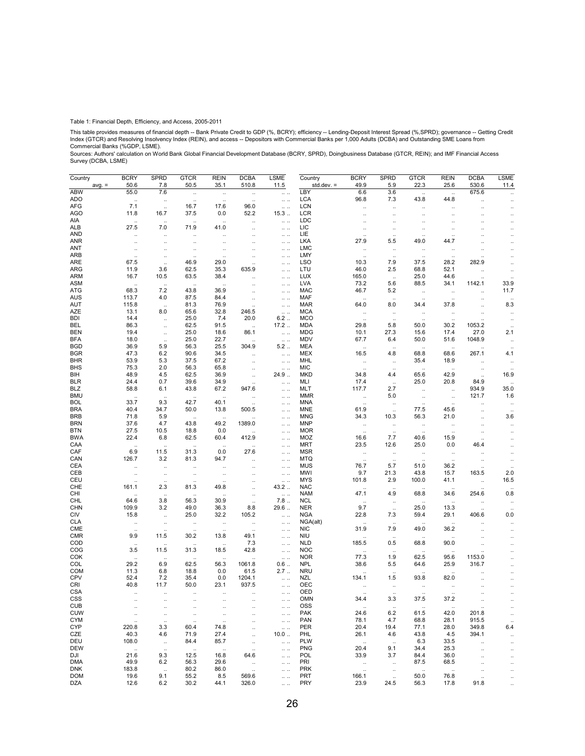Table 1: Financial Depth, Efficiency, and Access, 2005-2011

This table provides measures of financial depth -- Bank Private Credit to GDP (%, BCRY); efficiency -- Lending-Deposit Interest Spread (%,SPRD); governance -- Getting Credit Index (GTCR) and Resolving Insolvency Index (REIN), and access -- Depositors with Commercial Banks per 1,000 Adults (DCBA) and Outstanding SME Loans from Commercial Banks (%GDP, LSME).

Sources: Authors' calculation on World Bank Global Financial Development Database (BCRY, SPRD), Doingbusiness Database (GTCR, REIN); and IMF Financial Access Survey (DCBA, LSME)

| Country | BCRY | SPRD | GTCR | REIN | DCBA | LSME |
|---|---|---|---|---|---|---|
| avg. = | 50.6 | 7.8 | 50.5 | 35.1 | 510.8 | 11.5 |
| ABW | 55.0 | 7.6 | .. | .. | .. | .. |
| ADO | .. | .. | .. | .. | .. | .. |
| AFG | 7.1 | .. | 16.7 | 17.6 | 96.0 | .. |
| AGO | 11.8 | 16.7 | 37.5 | 0.0 | 52.2 | 15.3 |
| AIA | .. | .. | .. | .. | .. | .. |
| ALB | 27.5 | 7.0 | 71.9 | 41.0 | .. | .. |
| AND | .. | .. | .. | .. | .. | .. |
| ANR | .. | .. | .. | .. | .. | .. |
| ANT | .. | .. | .. | .. | .. | .. |
| ARB | .. | .. | .. | .. | .. | .. |
| ARE | 67.5 | .. | 46.9 | 29.0 | .. | .. |
| ARG | 11.9 | 3.6 | 62.5 | 35.3 | 635.9 | .. |
| ARM | 16.7 | 10.5 | 63.5 | 38.4 | .. | .. |
| ASM | .. | .. | .. | .. | .. | .. |
| ATG | 68.3 | 7.2 | 43.8 | 36.9 | .. | .. |
| AUS | 113.7 | 4.0 | 87.5 | 84.4 | .. | .. |
| AUT | 115.8 | .. | 81.3 | 76.9 | .. | .. |
| AZE | 13.1 | 8.0 | 65.6 | 32.8 | 246.5 | .. |
| BDI | 14.4 | .. | 25.0 | 7.4 | 20.0 | 6.2 |
| BEL | 86.3 | .. | 62.5 | 91.5 | .. | 17.2 |
| BEN | 19.4 | .. | 25.0 | 18.6 | 86.1 | .. |
| BFA | 18.0 | .. | 25.0 | 22.7 | .. | .. |
| BGD | 36.9 | 5.9 | 56.3 | 25.5 | 304.9 | 5.2 |
| BGR | 47.3 | 6.2 | 90.6 | 34.5 | .. | .. |
| BHR | 53.9 | 5.3 | 37.5 | 67.2 | .. | .. |
| BHS | 75.3 | 2.0 | 56.3 | 65.8 | .. | .. |
| BIH | 48.9 | 4.5 | 62.5 | 36.9 | .. | 24.9 |
| BLR | 24.4 | 0.7 | 39.6 | 34.9 | .. | .. |
| BLZ | 58.8 | 6.1 | 43.8 | 67.2 | 947.6 | .. |
| BMU | .. | .. | .. | .. | .. | .. |
| BOL | 33.7 | 9.3 | 42.7 | 40.1 | .. | .. |
| BRA | 40.4 | 34.7 | 50.0 | 13.8 | 500.5 | .. |
| BRB | 71.8 | 5.9 | .. | .. | .. | .. |
| BRN | 37.6 | 4.7 | 43.8 | 49.2 | 1389.0 | .. |
| BTN | 27.5 | 10.5 | 18.8 | 0.0 | .. | .. |
| BWA | 22.4 | 6.8 | 62.5 | 60.4 | 412.9 | .. |
| CAA | .. | .. | .. | .. | .. | .. |
| CAF | 6.9 | 11.5 | 31.3 | 0.0 | 27.6 | .. |
| CAN | 126.7 | 3.2 | 81.3 | 94.7 | .. | .. |
| CEA | .. | .. | .. | .. | .. | .. |
| CEB | .. | .. | .. | .. | .. | .. |
| CEU | .. | .. | .. | .. | .. | .. |
| CHE | 161.1 | 2.3 | 81.3 | 49.8 | .. | 43.2 |
| CHI | .. | .. | .. | .. | .. | .. |
| CHL | 64.6 | 3.8 | 56.3 | 30.9 | .. | 7.8 |
| CHN | 109.9 | 3.2 | 49.0 | 36.3 | 8.8 | 29.6 |
| CIV | 15.8 | .. | 25.0 | 32.2 | 105.2 | .. |
| CLA | .. | .. | .. | .. | .. | .. |
| CME | .. | .. | .. | .. | .. | .. |
| CMR | 9.9 | 11.5 | 30.2 | 13.8 | 49.1 | .. |
| COD | .. | .. | .. | .. | 7.3 | .. |
| COG | 3.5 | 11.5 | 31.3 | 18.5 | 42.8 | .. |
| COK | .. | .. | .. | .. | .. | .. |
| COL | 29.2 | 6.9 | 62.5 | 56.3 | 1061.8 | 0.6 |
| COM | 11.3 | 6.8 | 18.8 | 0.0 | 61.5 | 2.7 |
| CPV | 52.4 | 7.2 | 35.4 | 0.0 | 1204.1 | .. |
| CRI | 40.8 | 11.7 | 50.0 | 23.1 | 937.5 | .. |
| CSA | .. | .. | .. | .. | .. | .. |
| CSS | .. | .. | .. | .. | .. | .. |
| CUB | .. | .. | .. | .. | .. | .. |
| CUW | .. | .. | .. | .. | .. | .. |
| CYM | .. | .. | .. | .. | .. | .. |
| CYP | 220.8 | 3.3 | 60.4 | 74.8 | .. | .. |
| CZE | 40.3 | 4.6 | 71.9 | 27.4 | .. | 10.0 |
| DEU | 108.0 | .. | 84.4 | 85.7 | .. | .. |
| DEW | .. | .. | .. | .. | .. | .. |
| DJI | 21.6 | 9.3 | 12.5 | 16.8 | 64.6 | .. |
| DMA | 49.9 | 6.2 | 56.3 | 29.6 | .. | .. |
| DNK | 183.8 | .. | 80.2 | 86.0 | .. | .. |
| DOM | 19.6 | 9.1 | 55.2 | 8.5 | 569.6 | .. |
| DZA | 12.6 | 6.2 | 30.2 | 44.1 | 326.0 | .. |

| Country | BCRY | SPRD | GTCR | REIN | DCBA | LSME |
|---|---|---|---|---|---|---|
| std.dev. = | 49.9 | 5.9 | 22.3 | 25.6 | 530.6 | 11.4 |
| LBY | 6.6 | 3.6 | .. | .. | 675.6 | .. |
| LCA | 96.8 | 7.3 | 43.8 | 44.8 | .. | .. |
| LCN | .. | .. | .. | .. | .. | .. |
| LCR | .. | .. | .. | .. | .. | .. |
| LDC | .. | .. | .. | .. | .. | .. |
| LIC | .. | .. | .. | .. | .. | .. |
| LIE | .. | .. | .. | .. | .. | .. |
| LKA | 27.9 | 5.5 | 49.0 | 44.7 | .. | .. |
| LMC | .. | .. | .. | .. | .. | .. |
| LMY | .. | .. | .. | .. | .. | .. |
| LSO | 10.3 | 7.9 | 37.5 | 28.2 | 282.9 | .. |
| LTU | 46.0 | 2.5 | 68.8 | 52.1 | .. | .. |
| LUX | 165.0 | .. | 25.0 | 44.6 | .. | .. |
| LVA | 73.2 | 5.6 | 88.5 | 34.1 | 1142.1 | 33.9 |
| MAC | 46.7 | 5.2 | .. | .. | .. | 11.7 |
| MAF | .. | .. | .. | .. | .. | .. |
| MAR | 64.0 | 8.0 | 34.4 | 37.8 | .. | 8.3 |
| MCA | .. | .. | .. | .. | .. | .. |
| MCO | .. | .. | .. | .. | .. | .. |
| MDA | 29.8 | 5.8 | 50.0 | 30.2 | 1053.2 | .. |
| MDG | 10.1 | 27.3 | 15.6 | 17.4 | 27.0 | 2.1 |
| MDV | 67.7 | 6.4 | 50.0 | 51.6 | 1048.9 | .. |
| MEA | .. | .. | .. | .. | .. | .. |
| MEX | 16.5 | 4.8 | 68.8 | 68.6 | 267.1 | 4.1 |
| MHL | .. | .. | 35.4 | 18.9 | .. | .. |
| MIC | .. | .. | .. | .. | .. | .. |
| MKD | 34.8 | 4.4 | 65.6 | 42.9 | .. | 16.9 |
| MLI | 17.4 | .. | 25.0 | 20.8 | 84.9 | .. |
| MLT | 117.7 | 2.7 | .. | .. | 934.9 | 35.0 |
| MMR | .. | 5.0 | .. | .. | 121.7 | 1.6 |
| MNA | .. | .. | .. | .. | .. | .. |
| MNE | 61.9 | .. | 77.5 | 45.6 | .. | .. |
| MNG | 34.3 | 10.3 | 56.3 | 21.0 | .. | 3.6 |
| MNP | .. | .. | .. | .. | .. | .. |
| MOR | .. | .. | .. | .. | .. | .. |
| MOZ | 16.6 | 7.7 | 40.6 | 15.9 | .. | .. |
| MRT | 23.5 | 12.6 | 25.0 | 0.0 | 46.4 | .. |
| MSR | .. | .. | .. | .. | .. | .. |
| MTQ | .. | .. | .. | .. | .. | .. |
| MUS | 76.7 | 5.7 | 51.0 | 36.2 | .. | .. |
| MWI | 9.7 | 21.3 | 43.8 | 15.7 | 163.5 | 2.0 |
| MYS | 101.8 | 2.9 | 100.0 | 41.1 | .. | 16.5 |
| NAC | .. | .. | .. | .. | .. | .. |
| NAM | 47.1 | 4.9 | 68.8 | 34.6 | 254.6 | 0.8 |
| NCL | .. | .. | .. | .. | .. | .. |
| NER | 9.7 | .. | 25.0 | 13.3 | .. | .. |
| NGA | 22.8 | 7.3 | 59.4 | 29.1 | 406.6 | 0.0 |
| NGA(alt) | .. | .. | .. | .. | .. | .. |
| NIC | 31.9 | 7.9 | 49.0 | 36.2 | .. | .. |
| NIU | .. | .. | .. | .. | .. | .. |
| NLD | 185.5 | 0.5 | 68.8 | 90.0 | .. | .. |
| NOC | .. | .. | .. | .. | .. | .. |
| NOR | 77.3 | 1.9 | 62.5 | 95.6 | 1153.0 | .. |
| NPL | 38.6 | 5.5 | 64.6 | 25.9 | 316.7 | .. |
| NRU | .. | .. | .. | .. | .. | .. |
| NZL | 134.1 | 1.5 | 93.8 | 82.0 | .. | .. |
| OEC | .. | .. | .. | .. | .. | .. |
| OED | .. | .. | .. | .. | .. | .. |
| OMN | 34.4 | 3.3 | 37.5 | 37.2 | .. | .. |
| OSS | .. | .. | .. | .. | .. | .. |
| PAK | 24.6 | 6.2 | 61.5 | 42.0 | 201.8 | .. |
| PAN | 78.1 | 4.7 | 68.8 | 28.1 | 915.5 | .. |
| PER | 20.4 | 19.4 | 77.1 | 28.0 | 349.8 | 6.4 |
| PHL | 26.1 | 4.6 | 43.8 | 4.5 | 394.1 | .. |
| PLW | .. | .. | 6.3 | 33.5 | .. | .. |
| PNG | 20.4 | 9.1 | 34.4 | 25.3 | .. | .. |
| POL | 33.9 | 3.7 | 84.4 | 36.0 | .. | .. |
| PRI | .. | .. | 87.5 | 68.5 | .. | .. |
| PRK | .. | .. | .. | .. | .. | .. |
| PRT | 166.1 | .. | 50.0 | 76.8 | .. | .. |
| PRY | 23.9 | 24.5 | 56.3 | 17.8 | 91.8 | .. |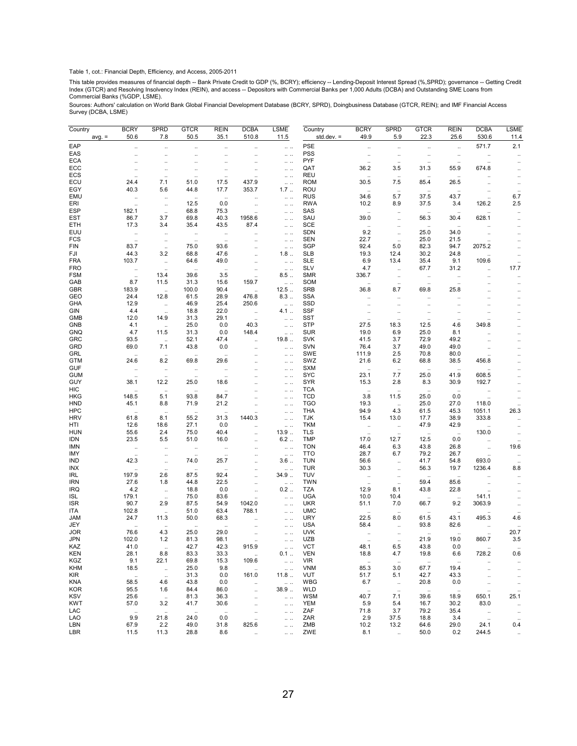Table 1, cot.: Financial Depth, Efficiency, and Access, 2005-2011

This table provides measures of financial depth -- Bank Private Credit to GDP (%, BCRY); efficiency -- Lending-Deposit Interest Spread (%,SPRD); governance -- Getting Credit Index (GTCR) and Resolving Insolvency Index (REIN), and access -- Depositors with Commercial Banks per 1,000 Adults (DCBA) and Outstanding SME Loans from Commercial Banks (%GDP, LSME).

Sources: Authors' calculation on World Bank Global Financial Development Database (BCRY, SPRD), Doingbusiness Database (GTCR, REIN); and IMF Financial Access Survey (DCBA, LSME)

| Country | BCRY | SPRD | GTCR | REIN | DCBA | LSME | Country | BCRY | SPRD | GTCR | REIN | DCBA | LSME |
|---|---|---|---|---|---|---|---|---|---|---|---|---|---|
| avg. = | 50.6 | 7.8 | 50.5 | 35.1 | 510.8 | 11.5 | std.dev. = | 49.9 | 5.9 | 22.3 | 25.6 | 530.6 | 11.4 |
| EAP | .. | .. | .. | .. | .. | .. .. | PSE | .. | .. | .. | .. | 571.7 | 2.1 |
| EAS | .. | .. | .. | .. | .. | .. .. | PSS | .. | .. | .. | .. | .. | .. |
| ECA | .. | .. | .. | .. | .. | .. .. | PYF | .. | .. | .. | .. | .. | .. |
| ECC | .. | .. | .. | .. | .. | .. .. | QAT | 36.2 | 3.5 | 31.3 | 55.9 | 674.8 | .. |
| ECS | .. | .. | .. | .. | .. | .. .. | REU | .. | .. | .. | .. | .. | .. |
| ECU | 24.4 | 7.1 | 51.0 | 17.5 | 437.9 | .. .. | ROM | 30.5 | 7.5 | 85.4 | 26.5 | .. | .. |
| EGY | 40.3 | 5.6 | 44.8 | 17.7 | 353.7 | 1.7 .. | ROU | .. | .. | .. | .. | .. | .. |
| EMU | .. | .. | .. | .. | .. | .. .. | RUS | 34.6 | 5.7 | 37.5 | 43.7 | .. | 6.7 |
| ERI | .. | .. | 12.5 | 0.0 | .. | .. .. | RWA | 10.2 | 8.9 | 37.5 | 3.4 | 126.2 | 2.5 |
| ESP | 182.1 | .. | 68.8 | 75.3 | .. | .. .. | SAS | .. | .. | .. | .. | .. | .. |
| EST | 86.7 | 3.7 | 69.8 | 40.3 | 1958.6 | .. .. | SAU | 39.0 | .. | 56.3 | 30.4 | 628.1 | .. |
| ETH | 17.3 | 3.4 | 35.4 | 43.5 | 87.4 | .. .. | SCE | .. | .. | .. | .. | .. | .. |
| EUU | .. | .. | .. | .. | .. | .. .. | SDN | 9.2 | .. | 25.0 | 34.0 | .. | .. |
| FCS | .. | .. | .. | .. | .. | .. .. | SEN | 22.7 | .. | 25.0 | 21.5 | .. | .. |
| FIN | 83.7 | .. | 75.0 | 93.6 | .. | .. .. | SGP | 92.4 | 5.0 | 82.3 | 94.7 | 2075.2 | .. |
| FJI | 44.3 | 3.2 | 68.8 | 47.6 | .. | 1.8 .. | SLB | 19.3 | 12.4 | 30.2 | 24.8 | .. | .. |
| FRA | 103.7 | .. | 64.6 | 49.0 | .. | .. .. | SLE | 6.9 | 13.4 | 35.4 | 9.1 | 109.6 | .. |
| FRO | .. | .. | .. | .. | .. | .. .. | SLV | 4.7 | .. | 67.7 | 31.2 | .. | 17.7 |
| FSM | .. | 13.4 | 39.6 | 3.5 | .. | 8.5 .. | SMR | 336.7 | .. | .. | .. | .. | .. |
| GAB | 8.7 | 11.5 | 31.3 | 15.6 | 159.7 | .. .. | SOM | .. | .. | .. | .. | .. | .. |
| GBR | 183.9 | .. | 100.0 | 90.4 | .. | 12.5 .. | SRB | 36.8 | 8.7 | 69.8 | 25.8 | .. | .. |
| GEO | 24.4 | 12.8 | 61.5 | 28.9 | 476.8 | 8.3 .. | SSA | .. | .. | .. | .. | .. | .. |
| GHA | 12.9 | .. | 46.9 | 25.4 | 250.6 | .. .. | SSD | .. | .. | .. | .. | .. | .. |
| GIN | 4.4 | .. | 18.8 | 22.0 | .. | 4.1 .. | SSF | .. | .. | .. | .. | .. | .. |
| GMB | 12.0 | 14.9 | 31.3 | 29.1 | .. | .. .. | SST | .. | .. | .. | .. | .. | .. |
| GNB | 4.1 | .. | 25.0 | 0.0 | 40.3 | .. .. | STP | 27.5 | 18.3 | 12.5 | 4.6 | 349.8 | .. |
| GNQ | 4.7 | 11.5 | 31.3 | 0.0 | 148.4 | .. .. | SUR | 19.0 | 6.9 | 25.0 | 8.1 | .. | .. |
| GRC | 93.5 | .. | 52.1 | 47.4 | .. | 19.8 .. | SVK | 41.5 | 3.7 | 72.9 | 49.2 | .. | .. |
| GRD | 69.0 | 7.1 | 43.8 | 0.0 | .. | .. .. | SVN | 76.4 | 3.7 | 49.0 | 49.0 | .. | .. |
| GRL | .. | .. | .. | .. | .. | .. .. | SWE | 111.9 | 2.5 | 70.8 | 80.0 | .. | .. |
| GTM | 24.6 | 8.2 | 69.8 | 29.6 | .. | .. .. | SWZ | 21.6 | 6.2 | 68.8 | 38.5 | 456.8 | .. |
| GUF | .. | .. | .. | .. | .. | .. .. | SXM | .. | .. | .. | .. | .. | .. |
| GUM | .. | .. | .. | .. | .. | .. .. | SYC | 23.1 | 7.7 | 25.0 | 41.9 | 608.5 | .. |
| GUY | 38.1 | 12.2 | 25.0 | 18.6 | .. | .. .. | SYR | 15.3 | 2.8 | 8.3 | 30.9 | 192.7 | .. |
| HIC | .. | .. | .. | .. | .. | .. .. | TCA | .. | .. | .. | .. | .. | .. |
| HKG | 148.5 | 5.1 | 93.8 | 84.7 | .. | .. .. | TCD | 3.8 | 11.5 | 25.0 | 0.0 | .. | .. |
| HND | 45.1 | 8.8 | 71.9 | 21.2 | .. | .. .. | TGO | 19.3 | .. | 25.0 | 27.0 | 118.0 | .. |
| HPC | .. | .. | .. | .. | .. | .. .. | THA | 94.9 | 4.3 | 61.5 | 45.3 | 1051.1 | 26.3 |
| HRV | 61.8 | 8.1 | 55.2 | 31.3 | 1440.3 | .. .. | TJK | 15.4 | 13.0 | 17.7 | 38.9 | 333.8 | .. |
| HTI | 12.6 | 18.6 | 27.1 | 0.0 | .. | .. .. | TKM | .. | .. | 47.9 | 42.9 | .. | .. |
| HUN | 55.6 | 2.4 | 75.0 | 40.4 | .. | 13.9 .. | TLS | .. | .. | .. | .. | 130.0 | .. |
| IDN | 23.5 | 5.5 | 51.0 | 16.0 | .. | 6.2 .. | TMP | 17.0 | 12.7 | 12.5 | 0.0 | .. | .. |
| IMN | .. | .. | .. | .. | .. | .. .. | TON | 46.4 | 6.3 | 43.8 | 26.8 | .. | 19.6 |
| IMY | .. | .. | .. | .. | .. | .. .. | TTO | 28.7 | 6.7 | 79.2 | 26.7 | .. | .. |
| IND | 42.3 | .. | 74.0 | 25.7 | .. | 3.6 .. | TUN | 56.6 | .. | 41.7 | 54.8 | 693.0 | .. |
| INX | .. | .. | .. | .. | .. | .. .. | TUR | 30.3 | .. | 56.3 | 19.7 | 1236.4 | 8.8 |
| IRL | 197.9 | 2.6 | 87.5 | 92.4 | .. | 34.9 .. | TUV | .. | .. | .. | .. | .. | .. |
| IRN | 27.6 | 1.8 | 44.8 | 22.5 | .. | .. .. | TWN | .. | .. | 59.4 | 85.6 | .. | .. |
| IRQ | 4.2 | .. | 18.8 | 0.0 | .. | 0.2 .. | TZA | 12.9 | 8.1 | 43.8 | 22.8 | .. | .. |
| ISL | 179.1 | .. | 75.0 | 83.6 | .. | .. .. | UGA | 10.0 | 10.4 | .. | .. | 141.1 | .. |
| ISR | 90.7 | 2.9 | 87.5 | 54.9 | 1042.0 | .. .. | UKR | 51.1 | 7.0 | 66.7 | 9.2 | 3063.9 | .. |
| ITA | 102.8 | .. | 51.0 | 63.4 | 788.1 | .. .. | UMC | .. | .. | .. | .. | .. | .. |
| JAM | 24.7 | 11.3 | 50.0 | 68.3 | .. | .. .. | URY | 22.5 | 8.0 | 61.5 | 43.1 | 495.3 | 4.6 |
| JEY | .. | .. | .. | .. | .. | .. .. | USA | 58.4 | .. | 93.8 | 82.6 | .. | .. |
| JOR | 76.6 | 4.3 | 25.0 | 29.0 | .. | .. .. | UVK | .. | .. | .. | .. | .. | 20.7 |
| JPN | 102.0 | 1.2 | 81.3 | 98.1 | .. | .. .. | UZB | .. | .. | 21.9 | 19.0 | 860.7 | 3.5 |
| KAZ | 41.0 | .. | 42.7 | 42.3 | 915.9 | .. .. | VCT | 48.1 | 6.5 | 43.8 | 0.0 | .. | .. |
| KEN | 28.1 | 8.8 | 83.3 | 33.3 | .. | 0.1 .. | VEN | 18.8 | 4.7 | 19.8 | 6.6 | 728.2 | 0.6 |
| KGZ | 9.1 | 22.1 | 69.8 | 15.3 | 109.6 | .. .. | VIR | .. | .. | .. | .. | .. | .. |
| KHM | 18.5 | .. | 25.0 | 9.8 | .. | .. .. | VNM | 85.3 | 3.0 | 67.7 | 19.4 | .. | .. |
| KIR | .. | .. | 31.3 | 0.0 | 161.0 | 11.8 .. | VUT | 51.7 | 5.1 | 42.7 | 43.3 | .. | .. |
| KNA | 58.5 | 4.6 | 43.8 | 0.0 | .. | .. .. | WBG | 6.7 | .. | 20.8 | 0.0 | .. | .. |
| KOR | 95.5 | 1.6 | 84.4 | 86.0 | .. | 38.9 .. | WLD | .. | .. | .. | .. | .. | .. |
| KSV | 25.6 | .. | 81.3 | 36.3 | .. | .. .. | WSM | 40.7 | 7.1 | 39.6 | 18.9 | 650.1 | 25.1 |
| KWT | 57.0 | 3.2 | 41.7 | 30.6 | .. | .. .. | YEM | 5.9 | 5.4 | 16.7 | 30.2 | 83.0 | .. |
| LAC | .. | .. | .. | .. | .. | .. .. | ZAF | 71.8 | 3.7 | 79.2 | 35.4 | .. | .. |
| LAO | 9.9 | 21.8 | 24.0 | 0.0 | .. | .. .. | ZAR | 2.9 | 37.5 | 18.8 | 3.4 | .. | .. |
| LBN | 67.9 | 2.2 | 49.0 | 31.8 | 825.6 | .. .. | ZMB | 10.2 | 13.2 | 64.6 | 29.0 | 24.1 | 0.4 |
| LBR | 11.5 | 11.3 | 28.8 | 8.6 | .. | .. .. | ZWE | 8.1 | .. | 50.0 | 0.2 | 244.5 | .. |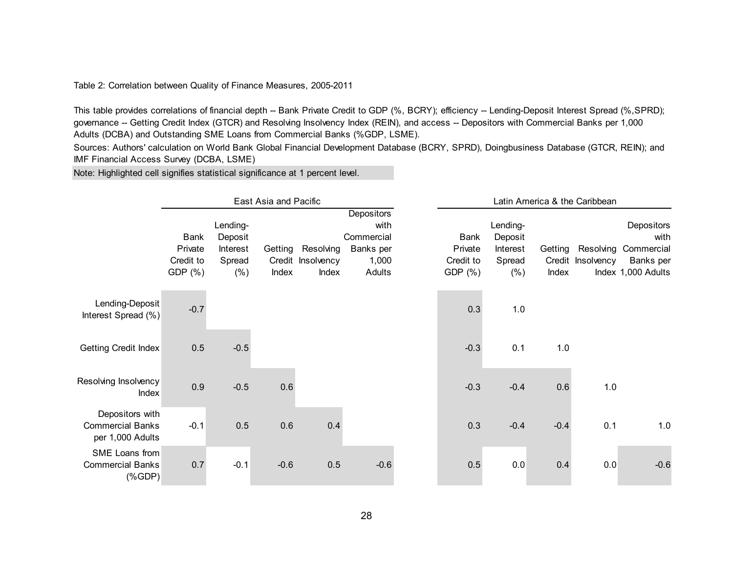Table 2: Correlation between Quality of Finance Measures, 2005-2011

This table provides correlations of financial depth -- Bank Private Credit to GDP (%, BCRY); efficiency -- Lending-Deposit Interest Spread (%,SPRD); governance -- Getting Credit Index (GTCR) and Resolving Insolvency Index (REIN), and access -- Depositors with Commercial Banks per 1,000 Adults (DCBA) and Outstanding SME Loans from Commercial Banks (%GDP, LSME).

Sources: Authors' calculation on World Bank Global Financial Development Database (BCRY, SPRD), Doingbusiness Database (GTCR, REIN); and IMF Financial Access Survey (DCBA, LSME)

Note: Highlighted cell signifies statistical significance at 1 percent level.

| | East Asia and Pacific | | | | | Latin America & the Caribbean | | | | |
|---|---|---|---|---|---|---|---|---|---|---|
| | Bank Private Credit to GDP (%) | Lending-Deposit Interest Spread (%) | Getting Credit Index | Resolving Insolvency Index | Depositors with Commercial Banks per 1,000 Adults | Bank Private Credit to GDP (%) | Lending-Deposit Interest Spread (%) | Getting Credit Index | Resolving Insolvency Index | Depositors with Commercial Banks per 1,000 Adults |
| Lending-Deposit Interest Spread (%) | -0.7 | | | | | 0.3 | 1.0 | | | |
| Getting Credit Index | 0.5 | -0.5 | | | | -0.3 | 0.1 | 1.0 | | |
| Resolving Insolvency Index | 0.9 | -0.5 | 0.6 | | | -0.3 | -0.4 | 0.6 | 1.0 | |
| Depositors with Commercial Banks per 1,000 Adults | -0.1 | 0.5 | 0.6 | 0.4 | | 0.3 | -0.4 | -0.4 | 0.1 | 1.0 |
| SME Loans from Commercial Banks (%GDP) | 0.7 | -0.1 | -0.6 | 0.5 | -0.6 | 0.5 | 0.0 | 0.4 | 0.0 | -0.6 |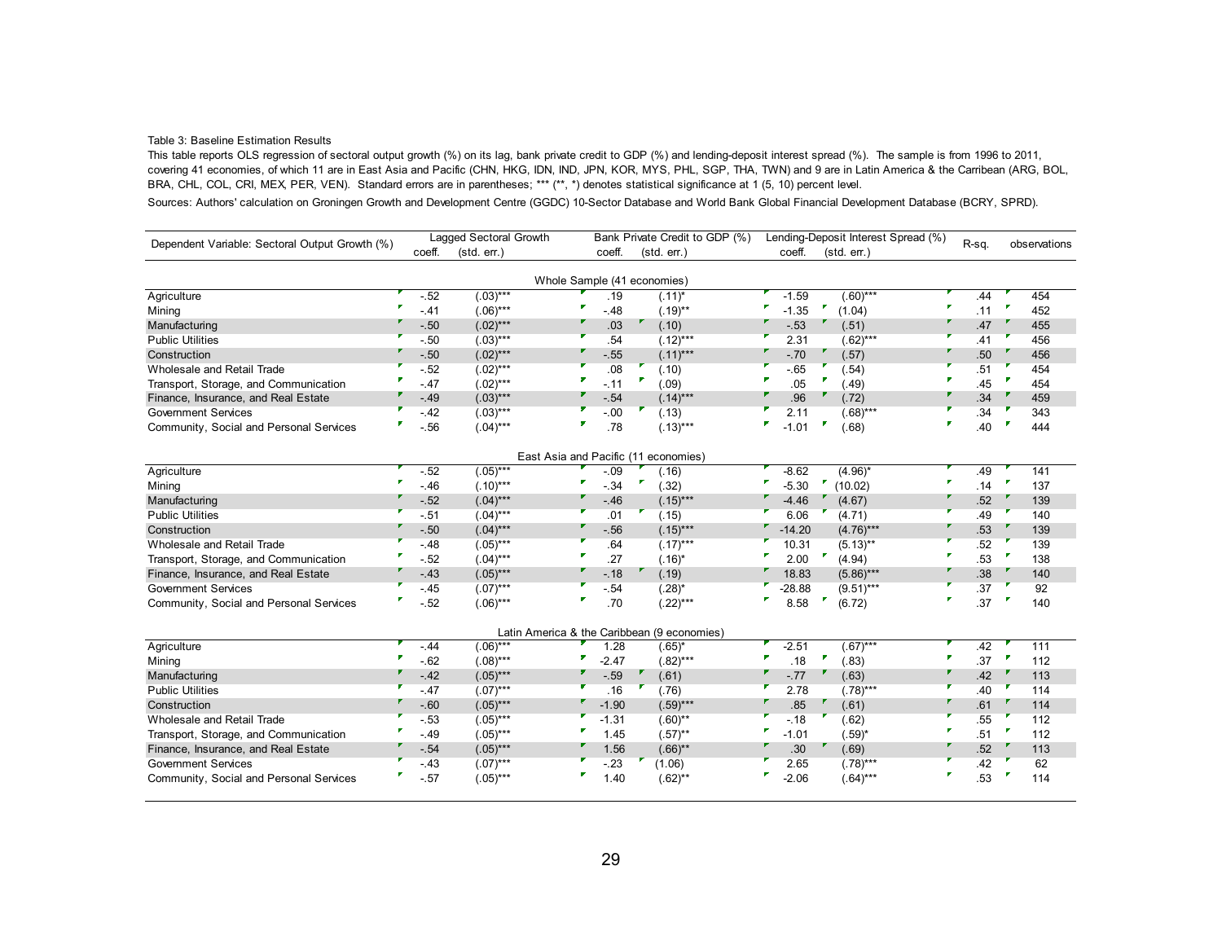Table 3: Baseline Estimation Results

This table reports OLS regression of sectoral output growth (%) on its lag, bank private credit to GDP (%) and lending-deposit interest spread (%). The sample is from 1996 to 2011, covering 41 economies, of which 11 are in East Asia and Pacific (CHN, HKG, IDN, IND, JPN, KOR, MYS, PHL, SGP, THA, TWN) and 9 are in Latin America & the Carribean (ARG, BOL, BRA, CHL, COL, CRI, MEX, PER, VEN). Standard errors are in parentheses; *** (**, *) denotes statistical significance at 1 (5, 10) percent level.

Sources: Authors' calculation on Groningen Growth and Development Centre (GGDC) 10-Sector Database and World Bank Global Financial Development Database (BCRY, SPRD).

| Dependent Variable: Sectoral Output Growth (%) | Lagged Sectoral Growth | | Bank Private Credit to GDP (%) | | Lending-Deposit Interest Spread (%) | | R-sq. | observations |
|---|---|---|---|---|---|---|---|---|
| | coeff. | (std. err.) | coeff. | (std. err.) | coeff. | (std. err.) | | |
| **Whole Sample (41 economies)** | | | | | | | | |
| Agriculture | -.52 | (.03)*** | .19 | (.11)* | -1.59 | (.60)*** | .44 | 454 |
| Mining | -.41 | (.06)*** | -.48 | (.19)** | -1.35 | (1.04) | .11 | 452 |
| Manufacturing | -.50 | (.02)*** | .03 | (.10) | -.53 | (.51) | .47 | 455 |
| Public Utilities | -.50 | (.03)*** | .54 | (.12)*** | 2.31 | (.62)*** | .41 | 456 |
| Construction | -.50 | (.02)*** | -.55 | (.11)*** | -.70 | (.57) | .50 | 456 |
| Wholesale and Retail Trade | -.52 | (.02)*** | .08 | (.10) | -.65 | (.54) | .51 | 454 |
| Transport, Storage, and Communication | -.47 | (.02)*** | -.11 | (.09) | .05 | (.49) | .45 | 454 |
| Finance, Insurance, and Real Estate | -.49 | (.03)*** | -.54 | (.14)*** | .96 | (.72) | .34 | 459 |
| Government Services | -.42 | (.03)*** | -.00 | (.13) | 2.11 | (.68)*** | .34 | 343 |
| Community, Social and Personal Services | -.56 | (.04)*** | .78 | (.13)*** | -1.01 | (.68) | .40 | 444 |
| **East Asia and Pacific (11 economies)** | | | | | | | | |
| Agriculture | -.52 | (.05)*** | -.09 | (.16) | -8.62 | (4.96)* | .49 | 141 |
| Mining | -.46 | (.10)*** | -.34 | (.32) | -5.30 | (10.02) | .14 | 137 |
| Manufacturing | -.52 | (.04)*** | -.46 | (.15)*** | -4.46 | (4.67) | .52 | 139 |
| Public Utilities | -.51 | (.04)*** | .01 | (.15) | 6.06 | (4.71) | .49 | 140 |
| Construction | -.50 | (.04)*** | -.56 | (.15)*** | -14.20 | (4.76)*** | .53 | 139 |
| Wholesale and Retail Trade | -.48 | (.05)*** | .64 | (.17)*** | 10.31 | (5.13)** | .52 | 139 |
| Transport, Storage, and Communication | -.52 | (.04)*** | .27 | (.16)* | 2.00 | (4.94) | .53 | 138 |
| Finance, Insurance, and Real Estate | -.43 | (.05)*** | -.18 | (.19) | 18.83 | (5.86)*** | .38 | 140 |
| Government Services | -.45 | (.07)*** | -.54 | (.28)* | -28.88 | (9.51)*** | .37 | 92 |
| Community, Social and Personal Services | -.52 | (.06)*** | .70 | (.22)*** | 8.58 | (6.72) | .37 | 140 |
| **Latin America & the Caribbean (9 economies)** | | | | | | | | |
| Agriculture | -.44 | (.06)*** | 1.28 | (.65)* | -2.51 | (.67)*** | .42 | 111 |
| Mining | -.62 | (.08)*** | -2.47 | (.82)*** | .18 | (.83) | .37 | 112 |
| Manufacturing | -.42 | (.05)*** | -.59 | (.61) | -.77 | (.63) | .42 | 113 |
| Public Utilities | -.47 | (.07)*** | .16 | (.76) | 2.78 | (.78)*** | .40 | 114 |
| Construction | -.60 | (.05)*** | -1.90 | (.59)*** | .85 | (.61) | .61 | 114 |
| Wholesale and Retail Trade | -.53 | (.05)*** | -1.31 | (.60)** | -.18 | (.62) | .55 | 112 |
| Transport, Storage, and Communication | -.49 | (.05)*** | 1.45 | (.57)** | -1.01 | (.59)* | .51 | 112 |
| Finance, Insurance, and Real Estate | -.54 | (.05)*** | 1.56 | (.66)** | .30 | (.69) | .52 | 113 |
| Government Services | -.43 | (.07)*** | -.23 | (1.06) | 2.65 | (.78)*** | .42 | 62 |
| Community, Social and Personal Services | -.57 | (.05)*** | 1.40 | (.62)** | -2.06 | (.64)*** | .53 | 114 |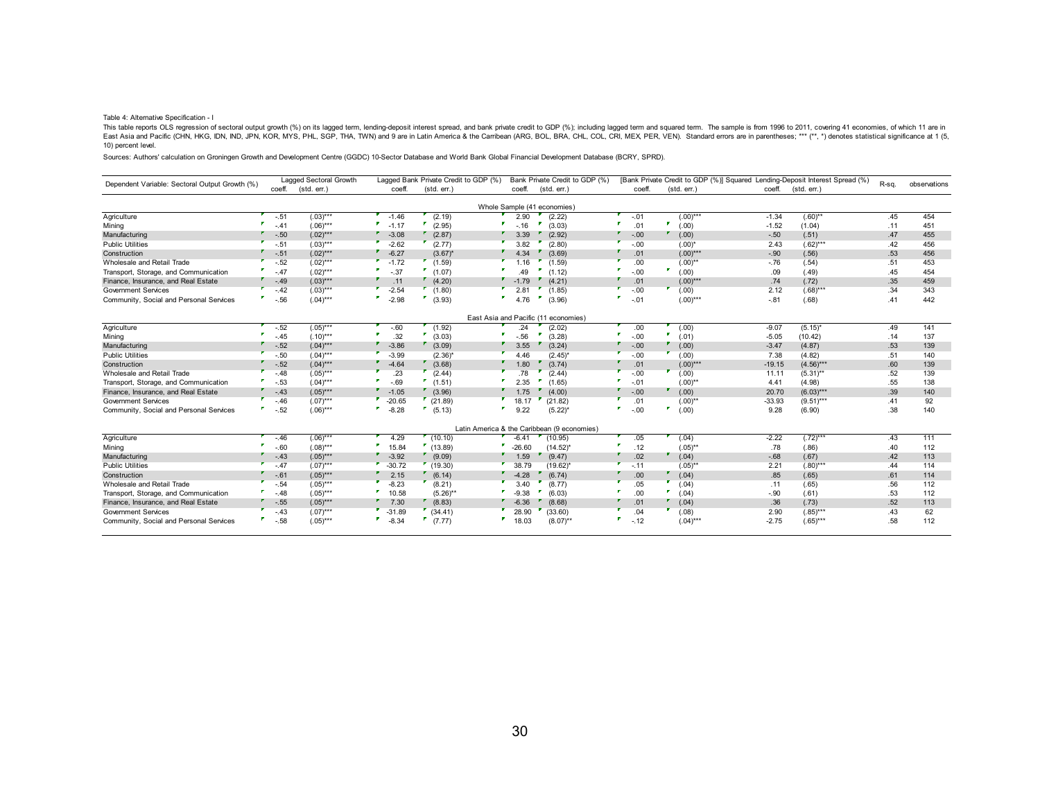Table 4: Alternative Specification - I

This table reports OLS regression of sectoral output growth (%) on its lagged term, lending-deposit interest spread, and bank private credit to GDP (%); including lagged term and squared term. The sample is from 1996 to 2011, covering 41 economies, of which 11 are in East Asia and Pacific (CHN, HKG, IDN, IND, JPN, KOR, MYS, PHL, SGP, THA, TWN) and 9 are in Latin America & the Carribean (ARG, BOL, BRA, CHL, COL, CRI, MEX, PER, VEN). Standard errors are in parentheses; *** (**, *) denotes statistical significance at 1 (5, 10) percent level.

Sources: Authors' calculation on Groningen Growth and Development Centre (GGDC) 10-Sector Database and World Bank Global Financial Development Database (BCRY, SPRD).

| Dependent Variable: Sectoral Output Growth (%) | Lagged Sectoral Growth | | Lagged Bank Private Credit to GDP (%) | | Bank Private Credit to GDP (%) | | [Bank Private Credit to GDP (%)] Squared | | Lending-Deposit Interest Spread (%) | | R-sq. | observations |
|---|---|---|---|---|---|---|---|---|---|---|---|---|
| | coeff. | (std. err.) | coeff. | (std. err.) | coeff. | (std. err.) | coeff. | (std. err.) | coeff. | (std. err.) | | |
| **Whole Sample (41 economies)** | | | | | | | | | | | | |
| Agriculture | -.51 | (.03)*** | -1.46 | (2.19) | 2.90 | (2.22) | -.01 | (.00)*** | -1.34 | (.60)** | .45 | 454 |
| Mining | -.41 | (.06)*** | -1.17 | (2.95) | -.16 | (3.03) | .01 | (.00) | -1.52 | (1.04) | .11 | 451 |
| Manufacturing | -.50 | (.02)*** | -3.08 | (2.87) | 3.39 | (2.92) | -.00 | (.00) | -.50 | (.51) | .47 | 455 |
| Public Utilities | -.51 | (.03)*** | -2.62 | (2.77) | 3.82 | (2.80) | -.00 | (.00)* | 2.43 | (.62)*** | .42 | 456 |
| Construction | -.51 | (.02)*** | -6.27 | (3.67)* | 4.34 | (3.69) | .01 | (.00)*** | -.90 | (.56) | .53 | 456 |
| Wholesale and Retail Trade | -.52 | (.02)*** | -1.72 | (1.59) | 1.16 | (1.59) | .00 | (.00)** | -.76 | (.54) | .51 | 453 |
| Transport, Storage, and Communication | -.47 | (.02)*** | -.37 | (1.07) | .49 | (1.12) | -.00 | (.00) | .09 | (.49) | .45 | 454 |
| Finance, Insurance, and Real Estate | -.49 | (.03)*** | .11 | (4.20) | -1.79 | (4.21) | .01 | (.00)*** | .74 | (.72) | .35 | 459 |
| Government Services | -.42 | (.03)*** | -2.54 | (1.80) | 2.81 | (1.85) | -.00 | (.00) | 2.12 | (.68)*** | .34 | 343 |
| Community, Social and Personal Services | -.56 | (.04)*** | -2.98 | (3.93) | 4.76 | (3.96) | -.01 | (.00)*** | -.81 | (.68) | .41 | 442 |
| **East Asia and Pacific (11 economies)** | | | | | | | | | | | | |
| Agriculture | -.52 | (.05)*** | -.60 | (1.92) | .24 | (2.02) | .00 | (.00) | -9.07 | (5.15)* | .49 | 141 |
| Mining | -.45 | (.10)*** | .32 | (3.03) | -.56 | (3.28) | -.00 | (.01) | -5.05 | (10.42) | .14 | 137 |
| Manufacturing | -.52 | (.04)*** | -3.86 | (3.09) | 3.55 | (3.24) | -.00 | (.00) | -3.47 | (4.87) | .53 | 139 |
| Public Utilities | -.50 | (.04)*** | -3.99 | (2.36)* | 4.46 | (2.45)* | -.00 | (.00) | 7.38 | (4.82) | .51 | 140 |
| Construction | -.52 | (.04)*** | -4.64 | (3.68) | 1.80 | (3.74) | .01 | (.00)*** | -19.15 | (4.56)*** | .60 | 139 |
| Wholesale and Retail Trade | -.48 | (.05)*** | .23 | (2.44) | .78 | (2.44) | -.00 | (.00) | 11.11 | (5.31)** | .52 | 139 |
| Transport, Storage, and Communication | -.53 | (.04)*** | -.69 | (1.51) | 2.35 | (1.65) | -.01 | (.00)** | 4.41 | (4.98) | .55 | 138 |
| Finance, Insurance, and Real Estate | -.43 | (.05)*** | -1.05 | (3.96) | 1.75 | (4.00) | -.00 | (.00) | 20.70 | (6.03)*** | .39 | 140 |
| Government Services | -.46 | (.07)*** | -20.65 | (21.89) | 18.17 | (21.82) | .01 | (.00)** | -33.93 | (9.51)*** | .41 | 92 |
| Community, Social and Personal Services | -.52 | (.06)*** | -8.28 | (5.13) | 9.22 | (5.22)* | -.00 | (.00) | 9.28 | (6.90) | .38 | 140 |
| **Latin America & the Caribbean (9 economies)** | | | | | | | | | | | | |
| Agriculture | -.46 | (.06)*** | 4.29 | (10.10) | -6.41 | (10.95) | .05 | (.04) | -2.22 | (.72)*** | .43 | 111 |
| Mining | -.60 | (.08)*** | 15.84 | (13.89) | -26.60 | (14.52)* | .12 | (.05)** | .78 | (.86) | .40 | 112 |
| Manufacturing | -.43 | (.05)*** | -3.92 | (9.09) | 1.59 | (9.47) | .02 | (.04) | -.68 | (.67) | .42 | 113 |
| Public Utilities | -.47 | (.07)*** | -30.72 | (19.30) | 38.79 | (19.62)* | -.11 | (.05)** | 2.21 | (.80)*** | .44 | 114 |
| Construction | -.61 | (.05)*** | 2.15 | (6.14) | -4.28 | (6.74) | .00 | (.04) | .85 | (.65) | .61 | 114 |
| Wholesale and Retail Trade | -.54 | (.05)*** | -8.23 | (8.21) | 3.40 | (8.77) | .05 | (.04) | .11 | (.65) | .56 | 112 |
| Transport, Storage, and Communication | -.48 | (.05)*** | 10.58 | (5.26)** | -9.38 | (6.03) | .00 | (.04) | -.90 | (.61) | .53 | 112 |
| Finance, Insurance, and Real Estate | -.55 | (.05)*** | 7.30 | (8.83) | -6.36 | (8.68) | .01 | (.04) | .36 | (.73) | .52 | 113 |
| Government Services | -.43 | (.07)*** | -31.89 | (34.41) | 28.90 | (33.60) | .04 | (.08) | 2.90 | (.85)*** | .43 | 62 |
| Community, Social and Personal Services | -.58 | (.05)*** | -8.34 | (7.77) | 18.03 | (8.07)** | -.12 | (.04)*** | -2.75 | (.65)*** | .58 | 112 |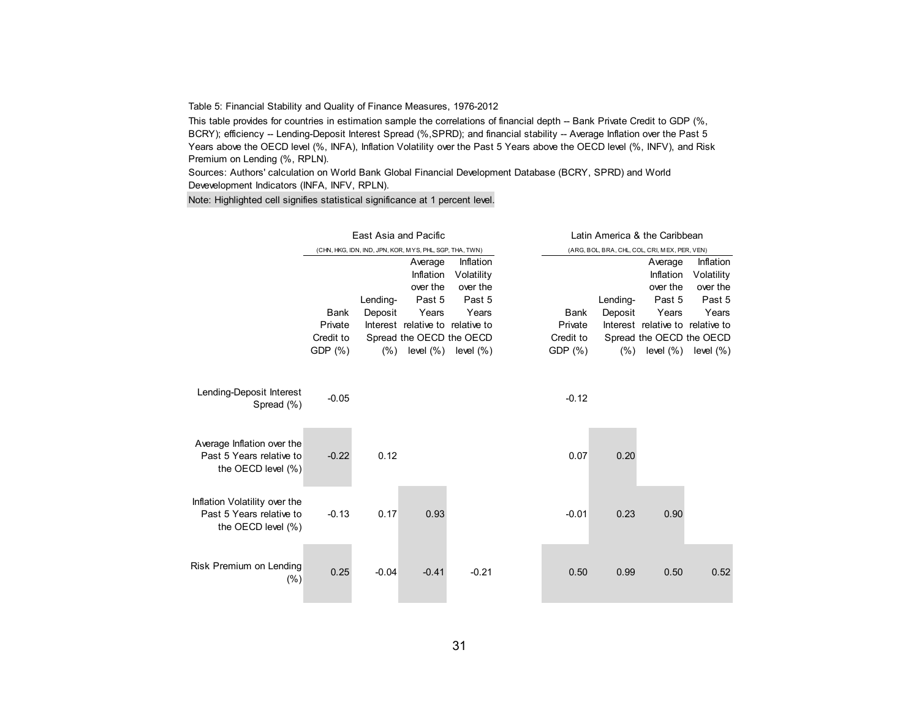Table 5: Financial Stability and Quality of Finance Measures, 1976-2012

This table provides for countries in estimation sample the correlations of financial depth -- Bank Private Credit to GDP (%, BCRY); efficiency -- Lending-Deposit Interest Spread (%,SPRD); and financial stability -- Average Inflation over the Past 5 Years above the OECD level (%, INFA), Inflation Volatility over the Past 5 Years above the OECD level (%, INFV), and Risk Premium on Lending (%, RPLN).

Sources: Authors' calculation on World Bank Global Financial Development Database (BCRY, SPRD) and World Devevelopment Indicators (INFA, INFV, RPLN).

Note: Highlighted cell signifies statistical significance at 1 percent level.

| | East Asia and Pacific (CHN, HKG, IDN, IND, JPN, KOR, MYS, PHL, SGP, THA, TWN) | | | | Latin America & the Caribbean (ARG, BOL, BRA, CHL, COL, CRI, MEX, PER, VEN) | | | |
|---|---|---|---|---|---|---|---|---|
| | Bank Private Credit to GDP (%) | Lending-Deposit Interest Spread (%) | Average Inflation over the Past 5 Years relative to the OECD level (%) | Inflation Volatility over the Past 5 Years relative to the OECD level (%) | Bank Private Credit to GDP (%) | Lending-Deposit Interest Spread (%) | Average Inflation over the Past 5 Years relative to the OECD level (%) | Inflation Volatility over the Past 5 Years relative to the OECD level (%) |
| Lending-Deposit Interest Spread (%) | -0.05 | | | | -0.12 | | | |
| Average Inflation over the Past 5 Years relative to the OECD level (%) | -0.22 | 0.12 | | | 0.07 | 0.20 | | |
| Inflation Volatility over the Past 5 Years relative to the OECD level (%) | -0.13 | 0.17 | 0.93 | | -0.01 | 0.23 | 0.90 | |
| Risk Premium on Lending (%) | 0.25 | -0.04 | -0.41 | -0.21 | 0.50 | 0.99 | 0.50 | 0.52 |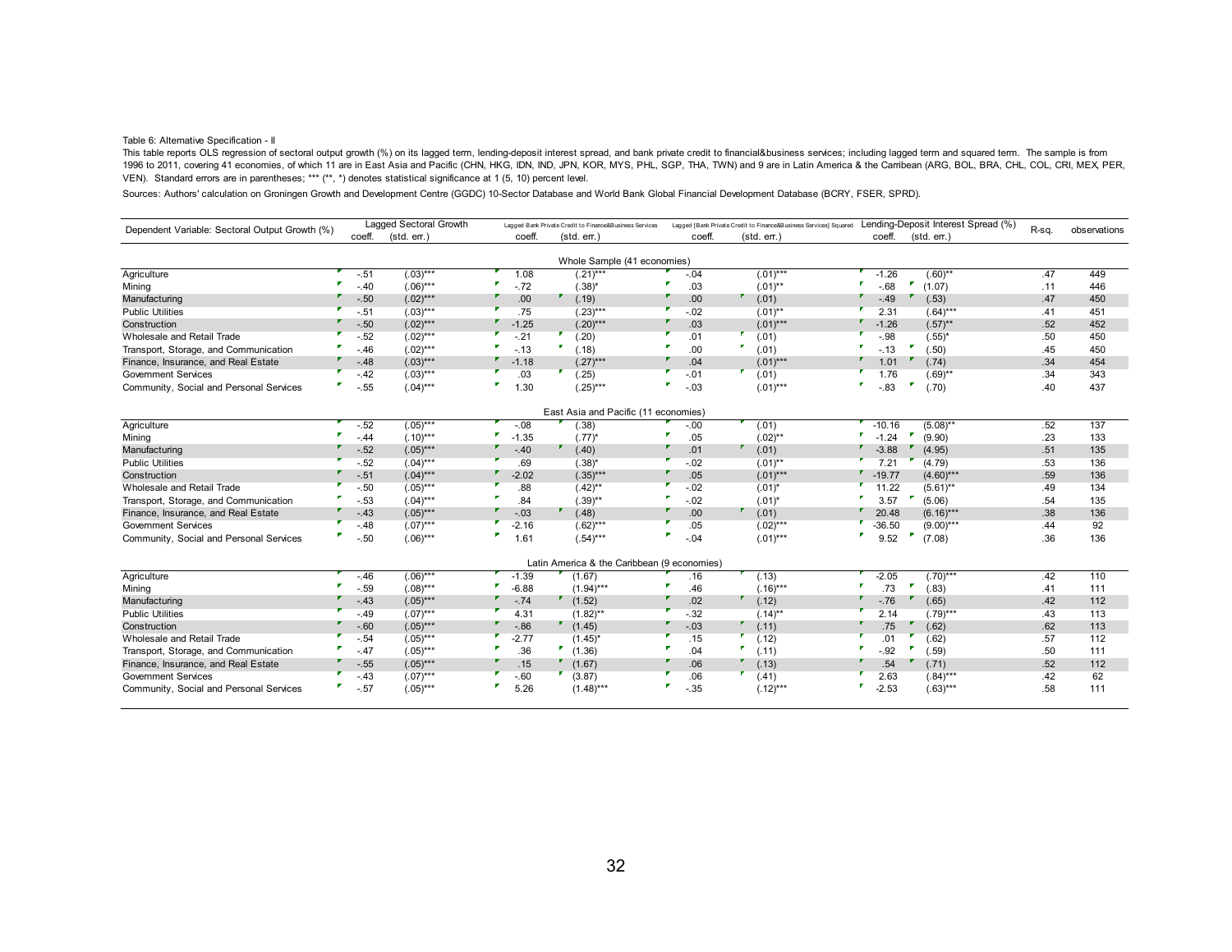Table 6: Alternative Specification - II

This table reports OLS regression of sectoral output growth (%) on its lagged term, lending-deposit interest spread, and bank private credit to financial&business services; including lagged term and squared term. The sample is from 1996 to 2011, covering 41 economies, of which 11 are in East Asia and Pacific (CHN, HKG, IDN, IND, JPN, KOR, MYS, PHL, SGP, THA, TWN) and 9 are in Latin America & the Carribean (ARG, BOL, BRA, CHL, COL, CRI, MEX, PER, VEN). Standard errors are in parentheses; *** (**, *) denotes statistical significance at 1 (5, 10) percent level.

Sources: Authors' calculation on Groningen Growth and Development Centre (GGDC) 10-Sector Database and World Bank Global Financial Development Database (BCRY, FSER, SPRD).

| Dependent Variable: Sectoral Output Growth (%) | Lagged Sectoral Growth | | Lagged Bank Private Credit to Finance&Business Services | | Lagged [Bank Private Credit to Finance&Business Services] Squared | | Lending-Deposit Interest Spread (%) | | R-sq. | observations |
|---|---|---|---|---|---|---|---|---|---|---|
| | coeff. | (std. err.) | coeff. | (std. err.) | coeff. | (std. err.) | coeff. | (std. err.) | | |
| **Whole Sample (41 economies)** | | | | | | | | | | |
| Agriculture | -.51 | (.03)*** | 1.08 | (.21)*** | -.04 | (.01)*** | -1.26 | (.60)** | .47 | 449 |
| Mining | -.40 | (.06)*** | -.72 | (.38)* | .03 | (.01)** | -.68 | (1.07) | .11 | 446 |
| Manufacturing | -.50 | (.02)*** | .00 | (.19) | .00 | (.01) | -.49 | (.53) | .47 | 450 |
| Public Utilities | -.51 | (.03)*** | .75 | (.23)*** | -.02 | (.01)** | 2.31 | (.64)*** | .41 | 451 |
| Construction | -.50 | (.02)*** | -1.25 | (.20)*** | .03 | (.01)*** | -1.26 | (.57)** | .52 | 452 |
| Wholesale and Retail Trade | -.52 | (.02)*** | -.21 | (.20) | .01 | (.01) | -.98 | (.55)* | .50 | 450 |
| Transport, Storage, and Communication | -.46 | (.02)*** | -.13 | (.18) | .00 | (.01) | -.13 | (.50) | .45 | 450 |
| Finance, Insurance, and Real Estate | -.48 | (.03)*** | -1.18 | (.27)*** | .04 | (.01)*** | 1.01 | (.74) | .34 | 454 |
| Government Services | -.42 | (.03)*** | .03 | (.25) | -.01 | (.01) | 1.76 | (.69)** | .34 | 343 |
| Community, Social and Personal Services | -.55 | (.04)*** | 1.30 | (.25)*** | -.03 | (.01)*** | -.83 | (.70) | .40 | 437 |
| **East Asia and Pacific (11 economies)** | | | | | | | | | | |
| Agriculture | -.52 | (.05)*** | -.08 | (.38) | -.00 | (.01) | -10.16 | (5.08)** | .52 | 137 |
| Mining | -.44 | (.10)*** | -1.35 | (.77)* | .05 | (.02)** | -1.24 | (9.90) | .23 | 133 |
| Manufacturing | -.52 | (.05)*** | -.40 | (.40) | .01 | (.01) | -3.88 | (4.95) | .51 | 135 |
| Public Utilities | -.52 | (.04)*** | .69 | (.38)* | -.02 | (.01)** | 7.21 | (4.79) | .53 | 136 |
| Construction | -.51 | (.04)*** | -2.02 | (.35)*** | .05 | (.01)*** | -19.77 | (4.60)*** | .59 | 136 |
| Wholesale and Retail Trade | -.50 | (.05)*** | .88 | (.42)** | -.02 | (.01)* | 11.22 | (5.61)** | .49 | 134 |
| Transport, Storage, and Communication | -.53 | (.04)*** | .84 | (.39)** | -.02 | (.01)* | 3.57 | (5.06) | .54 | 135 |
| Finance, Insurance, and Real Estate | -.43 | (.05)*** | -.03 | (.48) | .00 | (.01) | 20.48 | (6.16)*** | .38 | 136 |
| Government Services | -.48 | (.07)*** | -2.16 | (.62)*** | .05 | (.02)*** | -36.50 | (9.00)*** | .44 | 92 |
| Community, Social and Personal Services | -.50 | (.06)*** | 1.61 | (.54)*** | -.04 | (.01)*** | 9.52 | (7.08) | .36 | 136 |
| **Latin America & the Caribbean (9 economies)** | | | | | | | | | | |
| Agriculture | -.46 | (.06)*** | -1.39 | (1.67) | .16 | (.13) | -2.05 | (.70)*** | .42 | 110 |
| Mining | -.59 | (.08)*** | -6.88 | (1.94)*** | .46 | (.16)*** | .73 | (.83) | .41 | 111 |
| Manufacturing | -.43 | (.05)*** | -.74 | (1.52) | .02 | (.12) | -.76 | (.65) | .42 | 112 |
| Public Utilities | -.49 | (.07)*** | 4.31 | (1.82)** | -.32 | (.14)** | 2.14 | (.79)*** | .43 | 113 |
| Construction | -.60 | (.05)*** | -.86 | (1.45) | -.03 | (.11) | .75 | (.62) | .62 | 113 |
| Wholesale and Retail Trade | -.54 | (.05)*** | -2.77 | (1.45)* | .15 | (.12) | .01 | (.62) | .57 | 112 |
| Transport, Storage, and Communication | -.47 | (.05)*** | .36 | (1.36) | .04 | (.11) | -.92 | (.59) | .50 | 111 |
| Finance, Insurance, and Real Estate | -.55 | (.05)*** | .15 | (1.67) | .06 | (.13) | .54 | (.71) | .52 | 112 |
| Government Services | -.43 | (.07)*** | -.60 | (3.87) | .06 | (.41) | 2.63 | (.84)*** | .42 | 62 |
| Community, Social and Personal Services | -.57 | (.05)*** | 5.26 | (1.48)*** | -.35 | (.12)*** | -2.53 | (.63)*** | .58 | 111 |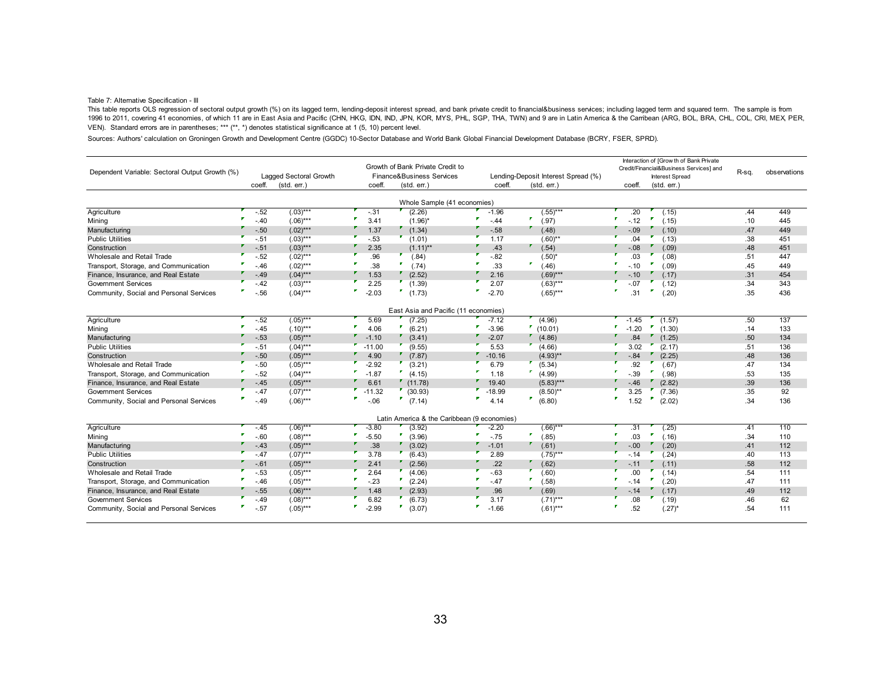Table 7: Alternative Specification - III

This table reports OLS regression of sectoral output growth (%) on its lagged term, lending-deposit interest spread, and bank private credit to financial&business services; including lagged term and squared term. The sample is from 1996 to 2011, covering 41 economies, of which 11 are in East Asia and Pacific (CHN, HKG, IDN, IND, JPN, KOR, MYS, PHL, SGP, THA, TWN) and 9 are in Latin America & the Carribean (ARG, BOL, BRA, CHL, COL, CRI, MEX, PER, VEN). Standard errors are in parentheses; *** (**, *) denotes statistical significance at 1 (5, 10) percent level.

Sources: Authors' calculation on Groningen Growth and Development Centre (GGDC) 10-Sector Database and World Bank Global Financial Development Database (BCRY, FSER, SPRD).

| Dependent Variable: Sectoral Output Growth (%) | Lagged Sectoral Growth | | Growth of Bank Private Credit to Finance&Business Services | | Lending-Deposit Interest Spread (%) | | Interaction of [Growth of Bank Private Credit/Financial&Business Services] and Interest Spread | | R-sq. | observations |
|---|---|---|---|---|---|---|---|---|---|---|
| | coeff. | (std. err.) | coeff. | (std. err.) | coeff. | (std. err.) | coeff. | (std. err.) | | |
| **Whole Sample (41 economies)** | | | | | | | | | | |
| Agriculture | -.52 | (.03)*** | -.31 | (2.26) | -1.96 | (.55)*** | .20 | (.15) | .44 | 449 |
| Mining | -.40 | (.06)*** | 3.41 | (1.96)* | -.44 | (.97) | -.12 | (.15) | .10 | 445 |
| Manufacturing | -.50 | (.02)*** | 1.37 | (1.34) | -.58 | (.48) | -.09 | (.10) | .47 | 449 |
| Public Utilities | -.51 | (.03)*** | -.53 | (1.01) | 1.17 | (.60)** | .04 | (.13) | .38 | 451 |
| Construction | -.51 | (.03)*** | 2.35 | (1.11)** | .43 | (.54) | -.08 | (.09) | .48 | 451 |
| Wholesale and Retail Trade | -.52 | (.02)*** | .96 | (.84) | -.82 | (.50)* | .03 | (.08) | .51 | 447 |
| Transport, Storage, and Communication | -.46 | (.02)*** | .38 | (.74) | .33 | (.46) | -.10 | (.09) | .45 | 449 |
| Finance, Insurance, and Real Estate | -.49 | (.04)*** | 1.53 | (2.52) | 2.16 | (.69)*** | -.10 | (.17) | .31 | 454 |
| Government Services | -.42 | (.03)*** | 2.25 | (1.39) | 2.07 | (.63)*** | -.07 | (.12) | .34 | 343 |
| Community, Social and Personal Services | -.56 | (.04)*** | -2.03 | (1.73) | -2.70 | (.65)*** | .31 | (.20) | .35 | 436 |
| **East Asia and Pacific (11 economies)** | | | | | | | | | | |
| Agriculture | -.52 | (.05)*** | 5.69 | (7.25) | -7.12 | (4.96) | -1.45 | (1.57) | .50 | 137 |
| Mining | -.45 | (.10)*** | 4.06 | (6.21) | -3.96 | (10.01) | -1.20 | (1.30) | .14 | 133 |
| Manufacturing | -.53 | (.05)*** | -1.10 | (3.41) | -2.07 | (4.86) | .84 | (1.25) | .50 | 134 |
| Public Utilities | -.51 | (.04)*** | -11.00 | (9.55) | 5.53 | (4.66) | 3.02 | (2.17) | .51 | 136 |
| Construction | -.50 | (.05)*** | 4.90 | (7.87) | -10.16 | (4.93)** | -.84 | (2.25) | .48 | 136 |
| Wholesale and Retail Trade | -.50 | (.05)*** | -2.92 | (3.21) | 6.79 | (5.34) | .92 | (.67) | .47 | 134 |
| Transport, Storage, and Communication | -.52 | (.04)*** | -1.87 | (4.15) | 1.18 | (4.99) | -.39 | (.98) | .53 | 135 |
| Finance, Insurance, and Real Estate | -.45 | (.05)*** | 6.61 | (11.78) | 19.40 | (5.83)*** | -.46 | (2.82) | .39 | 136 |
| Government Services | -.47 | (.07)*** | -11.32 | (30.93) | -18.99 | (8.50)** | 3.25 | (7.36) | .35 | 92 |
| Community, Social and Personal Services | -.49 | (.06)*** | -.06 | (7.14) | 4.14 | (6.80) | 1.52 | (2.02) | .34 | 136 |
| **Latin America & the Caribbean (9 economies)** | | | | | | | | | | |
| Agriculture | -.45 | (.06)*** | -3.80 | (3.92) | -2.20 | (.66)*** | .31 | (.25) | .41 | 110 |
| Mining | -.60 | (.08)*** | -5.50 | (3.96) | -.75 | (.85) | .03 | (.16) | .34 | 110 |
| Manufacturing | -.43 | (.05)*** | .38 | (3.02) | -1.01 | (.61) | -.00 | (.20) | .41 | 112 |
| Public Utilities | -.47 | (.07)*** | 3.78 | (6.43) | 2.89 | (.75)*** | -.14 | (.24) | .40 | 113 |
| Construction | -.61 | (.05)*** | 2.41 | (2.56) | .22 | (.62) | -.11 | (.11) | .58 | 112 |
| Wholesale and Retail Trade | -.53 | (.05)*** | 2.64 | (4.06) | -.63 | (.60) | .00 | (.14) | .54 | 111 |
| Transport, Storage, and Communication | -.46 | (.05)*** | -.23 | (2.24) | -.47 | (.58) | -.14 | (.20) | .47 | 111 |
| Finance, Insurance, and Real Estate | -.55 | (.06)*** | 1.48 | (2.93) | .96 | (.69) | -.14 | (.17) | .49 | 112 |
| Government Services | -.49 | (.08)*** | 6.82 | (6.73) | 3.17 | (.71)*** | .08 | (.19) | .46 | 62 |
| Community, Social and Personal Services | -.57 | (.05)*** | -2.99 | (3.07) | -1.66 | (.61)*** | .52 | (.27)* | .54 | 111 |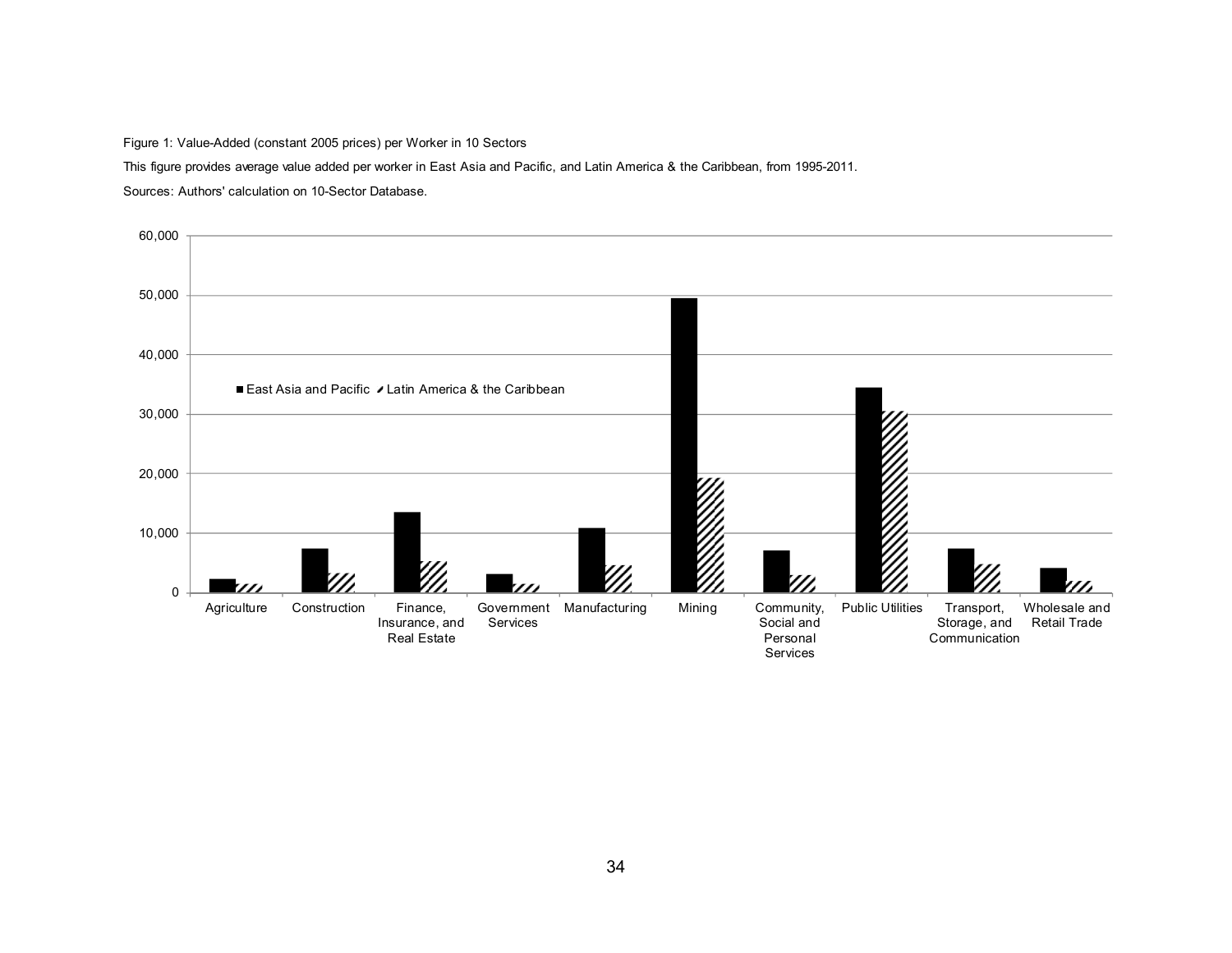Figure 1: Value-Added (constant 2005 prices) per Worker in 10 Sectors

This figure provides average value added per worker in East Asia and Pacific, and Latin America & the Caribbean, from 1995-2011.

Sources: Authors' calculation on 10-Sector Database.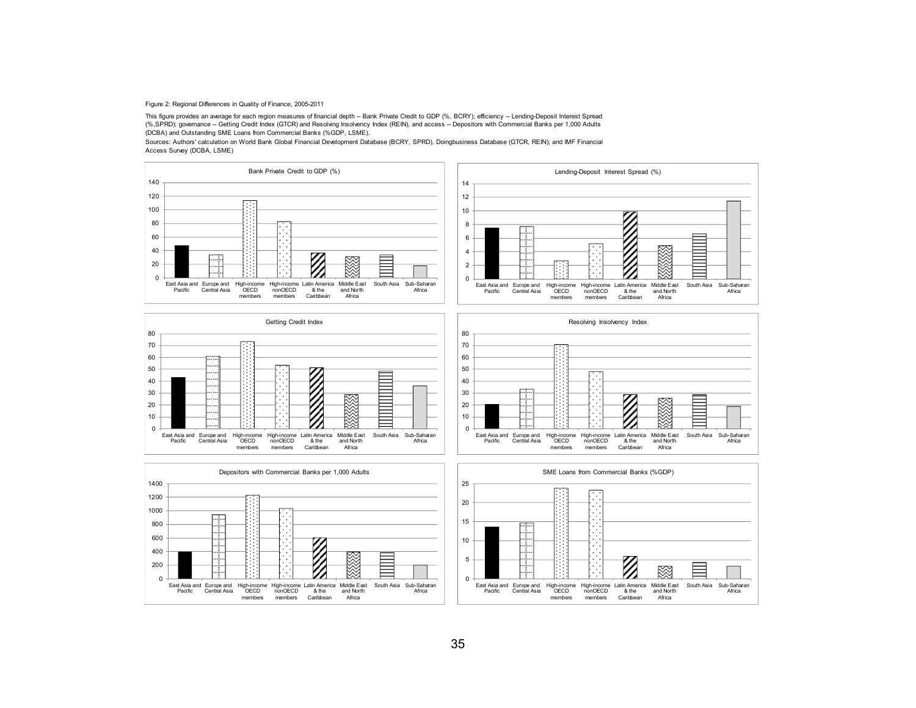Figure 2: Regional Differences in Quality of Finance, 2005-2011

This figure provides an average for each region measures of financial depth -- Bank Private Credit to GDP (%, BCRY); efficiency -- Lending-Deposit Interest Spread (%,SPRD); governance -- Getting Credit Index (GTCR) and Resolving Insolvency Index (REIN), and access -- Depositors with Commercial Banks per 1,000 Adults (DCBA) and Outstanding SME Loans from Commercial Banks (%GDP, LSME).

Sources: Authors' calculation on World Bank Global Financial Development Database (BCRY, SPRD), Doingbusiness Database (GTCR, REIN); and IMF Financial Access Survey (DCBA, LSME)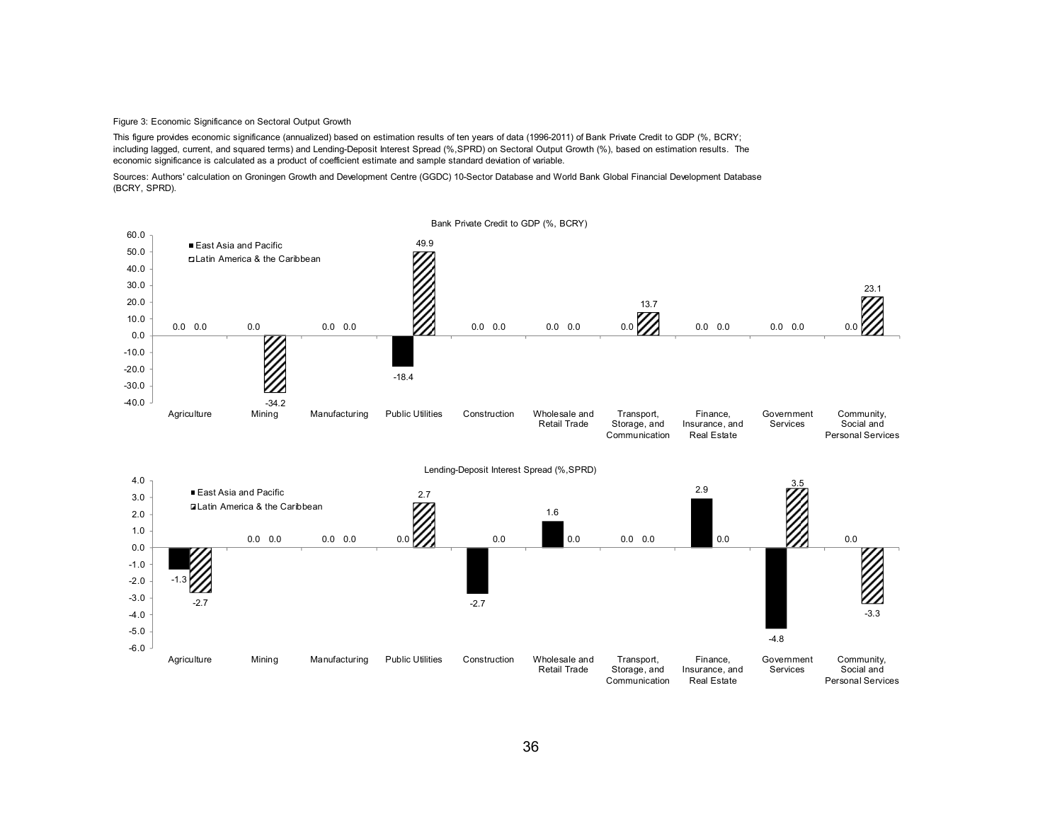Figure 3: Economic Significance on Sectoral Output Growth

This figure provides economic significance (annualized) based on estimation results of ten years of data (1996-2011) of Bank Private Credit to GDP (%, BCRY; including lagged, current, and squared terms) and Lending-Deposit Interest Spread (%,SPRD) on Sectoral Output Growth (%), based on estimation results. The economic significance is calculated as a product of coefficient estimate and sample standard deviation of variable.

Sources: Authors' calculation on Groningen Growth and Development Centre (GGDC) 10-Sector Database and World Bank Global Financial Development Database (BCRY, SPRD).

Bank Private Credit to GDP (%, BCRY)

| Sector | East Asia and Pacific | Latin America & the Caribbean |
| --- | --- | --- |
| Agriculture | 0.0 | 0.0 |
| Mining | 0.0 | -34.2 |
| Manufacturing | 0.0 | 0.0 |
| Public Utilities | -18.4 | 49.9 |
| Construction | 0.0 | 0.0 |
| Wholesale and Retail Trade | 0.0 | 0.0 |
| Transport, Storage, and Communication | 0.0 | 13.7 |
| Finance, Insurance, and Real Estate | 0.0 | 0.0 |
| Government Services | 0.0 | 0.0 |
| Community, Social and Personal Services | 0.0 | 23.1 |

Lending-Deposit Interest Spread (%,SPRD)

| Sector | East Asia and Pacific | Latin America & the Caribbean |
| --- | --- | --- |
| Agriculture | -1.3 | -2.7 |
| Mining | 0.0 | 0.0 |
| Manufacturing | 0.0 | 0.0 |
| Public Utilities | 0.0 | 2.7 |
| Construction | -2.7 | 0.0 |
| Wholesale and Retail Trade | 1.6 | 0.0 |
| Transport, Storage, and Communication | 0.0 | 0.0 |
| Finance, Insurance, and Real Estate | 2.9 | 0.0 |
| Government Services | -4.8 | 3.5 |
| Community, Social and Personal Services | 0.0 | -3.3 |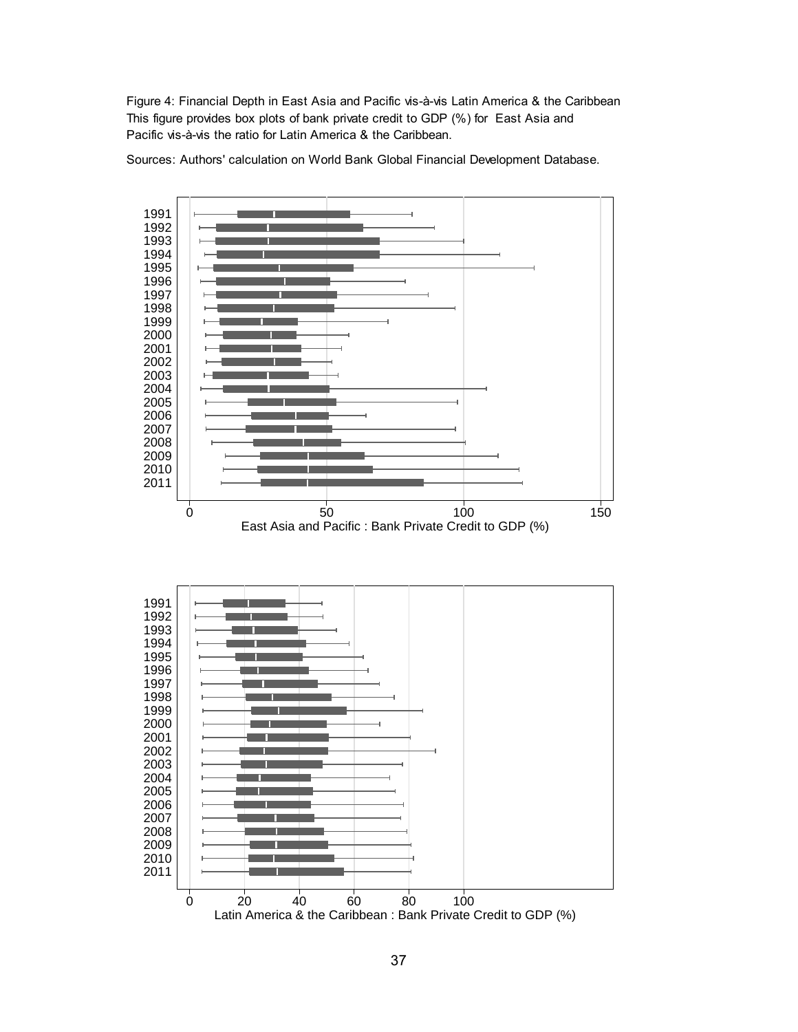Figure 4: Financial Depth in East Asia and Pacific vis-à-vis Latin America & the Caribbean
This figure provides box plots of bank private credit to GDP (%) for East Asia and Pacific vis-à-vis the ratio for Latin America & the Caribbean.

Sources: Authors' calculation on World Bank Global Financial Development Database.

1991
1992
1993
1994
1995
1996
1997
1998
1999
2000
2001
2002
2003
2004
2005
2006
2007
2008
2009
2010
2011

0 50 100 150

East Asia and Pacific : Bank Private Credit to GDP (%)

1991
1992
1993
1994
1995
1996
1997
1998
1999
2000
2001
2002
2003
2004
2005
2006
2007
2008
2009
2010
2011

0 20 40 60 80 100

Latin America & the Caribbean : Bank Private Credit to GDP (%)